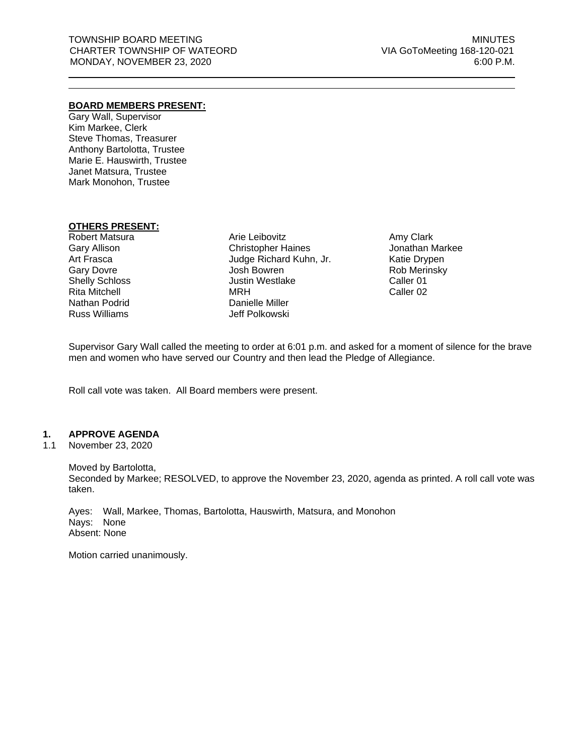TOWNSHIP BOARD MEETING
CHARTER TOWNSHIP OF WATEORD
MONDAY, NOVEMBER 23, 2020

MINUTES
VIA GoToMeeting 168-120-021
6:00 P.M.

**BOARD MEMBERS PRESENT:**

Gary Wall, Supervisor
Kim Markee, Clerk
Steve Thomas, Treasurer
Anthony Bartolotta, Trustee
Marie E. Hauswirth, Trustee
Janet Matsura, Trustee
Mark Monohon, Trustee

**OTHERS PRESENT:**

Robert Matsura
Gary Allison
Art Frasca
Gary Dovre
Shelly Schloss
Rita Mitchell
Nathan Podrid
Russ Williams
Arie Leibovitz
Christopher Haines
Judge Richard Kuhn, Jr.
Josh Bowren
Justin Westlake
MRH
Danielle Miller
Jeff Polkowski
Amy Clark
Jonathan Markee
Katie Drypen
Rob Merinsky
Caller 01
Caller 02

Supervisor Gary Wall called the meeting to order at 6:01 p.m. and asked for a moment of silence for the brave men and women who have served our Country and then lead the Pledge of Allegiance.

Roll call vote was taken. All Board members were present.

**1. APPROVE AGENDA**

1.1 November 23, 2020

Moved by Bartolotta,
Seconded by Markee; RESOLVED, to approve the November 23, 2020, agenda as printed. A roll call vote was taken.

Ayes: Wall, Markee, Thomas, Bartolotta, Hauswirth, Matsura, and Monohon
Nays: None
Absent: None

Motion carried unanimously.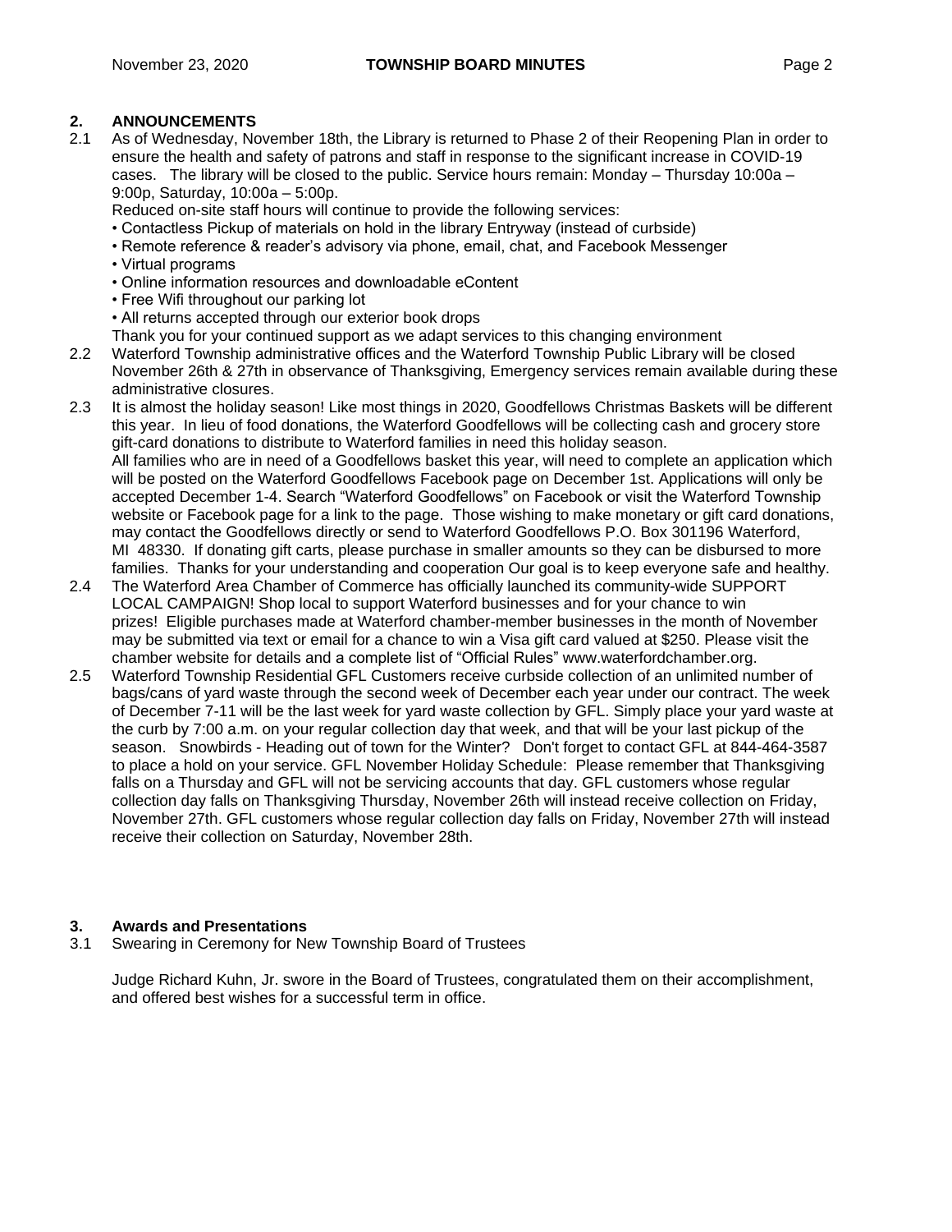## 2. ANNOUNCEMENTS

2.1 As of Wednesday, November 18th, the Library is returned to Phase 2 of their Reopening Plan in order to ensure the health and safety of patrons and staff in response to the significant increase in COVID-19 cases. The library will be closed to the public. Service hours remain: Monday – Thursday 10:00a – 9:00p, Saturday, 10:00a – 5:00p.

Reduced on-site staff hours will continue to provide the following services:

- Contactless Pickup of materials on hold in the library Entryway (instead of curbside)
- Remote reference & reader's advisory via phone, email, chat, and Facebook Messenger
- Virtual programs
- Online information resources and downloadable eContent
- Free Wifi throughout our parking lot
- All returns accepted through our exterior book drops

Thank you for your continued support as we adapt services to this changing environment

2.2 Waterford Township administrative offices and the Waterford Township Public Library will be closed November 26th & 27th in observance of Thanksgiving, Emergency services remain available during these administrative closures.

2.3 It is almost the holiday season! Like most things in 2020, Goodfellows Christmas Baskets will be different this year. In lieu of food donations, the Waterford Goodfellows will be collecting cash and grocery store gift-card donations to distribute to Waterford families in need this holiday season.
All families who are in need of a Goodfellows basket this year, will need to complete an application which will be posted on the Waterford Goodfellows Facebook page on December 1st. Applications will only be accepted December 1-4. Search "Waterford Goodfellows" on Facebook or visit the Waterford Township website or Facebook page for a link to the page. Those wishing to make monetary or gift card donations, may contact the Goodfellows directly or send to Waterford Goodfellows P.O. Box 301196 Waterford, MI 48330. If donating gift carts, please purchase in smaller amounts so they can be disbursed to more families. Thanks for your understanding and cooperation Our goal is to keep everyone safe and healthy.

2.4 The Waterford Area Chamber of Commerce has officially launched its community-wide SUPPORT LOCAL CAMPAIGN! Shop local to support Waterford businesses and for your chance to win prizes! Eligible purchases made at Waterford chamber-member businesses in the month of November may be submitted via text or email for a chance to win a Visa gift card valued at $250. Please visit the chamber website for details and a complete list of "Official Rules" www.waterfordchamber.org.

2.5 Waterford Township Residential GFL Customers receive curbside collection of an unlimited number of bags/cans of yard waste through the second week of December each year under our contract. The week of December 7-11 will be the last week for yard waste collection by GFL. Simply place your yard waste at the curb by 7:00 a.m. on your regular collection day that week, and that will be your last pickup of the season. Snowbirds - Heading out of town for the Winter? Don't forget to contact GFL at 844-464-3587 to place a hold on your service. GFL November Holiday Schedule: Please remember that Thanksgiving falls on a Thursday and GFL will not be servicing accounts that day. GFL customers whose regular collection day falls on Thanksgiving Thursday, November 26th will instead receive collection on Friday, November 27th. GFL customers whose regular collection day falls on Friday, November 27th will instead receive their collection on Saturday, November 28th.

## 3. Awards and Presentations

3.1 Swearing in Ceremony for New Township Board of Trustees

Judge Richard Kuhn, Jr. swore in the Board of Trustees, congratulated them on their accomplishment, and offered best wishes for a successful term in office.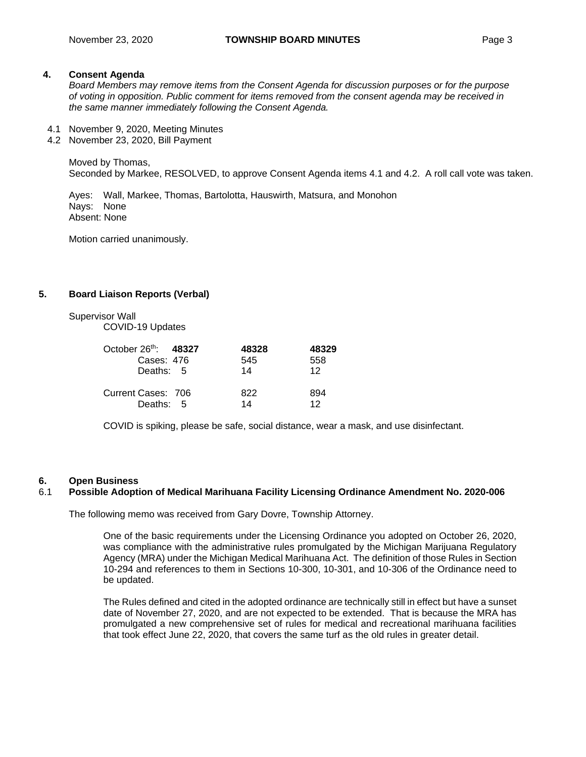## 4. Consent Agenda

*Board Members may remove items from the Consent Agenda for discussion purposes or for the purpose of voting in opposition. Public comment for items removed from the consent agenda may be received in the same manner immediately following the Consent Agenda.*

4.1 November 9, 2020, Meeting Minutes
4.2 November 23, 2020, Bill Payment

Moved by Thomas,
Seconded by Markee, RESOLVED, to approve Consent Agenda items 4.1 and 4.2. A roll call vote was taken.

Ayes: Wall, Markee, Thomas, Bartolotta, Hauswirth, Matsura, and Monohon
Nays: None
Absent: None

Motion carried unanimously.

## 5. Board Liaison Reports (Verbal)

Supervisor Wall
COVID-19 Updates

| October 26th: | 48327 | 48328 | 48329 |
|---|---|---|---|
| Cases: | 476 | 545 | 558 |
| Deaths: | 5 | 14 | 12 |
| Current Cases: | 706 | 822 | 894 |
| Deaths: | 5 | 14 | 12 |

COVID is spiking, please be safe, social distance, wear a mask, and use disinfectant.

## 6. Open Business

### 6.1 Possible Adoption of Medical Marihuana Facility Licensing Ordinance Amendment No. 2020-006

The following memo was received from Gary Dovre, Township Attorney.

> One of the basic requirements under the Licensing Ordinance you adopted on October 26, 2020, was compliance with the administrative rules promulgated by the Michigan Marijuana Regulatory Agency (MRA) under the Michigan Medical Marihuana Act. The definition of those Rules in Section 10-294 and references to them in Sections 10-300, 10-301, and 10-306 of the Ordinance need to be updated.
>
> The Rules defined and cited in the adopted ordinance are technically still in effect but have a sunset date of November 27, 2020, and are not expected to be extended. That is because the MRA has promulgated a new comprehensive set of rules for medical and recreational marihuana facilities that took effect June 22, 2020, that covers the same turf as the old rules in greater detail.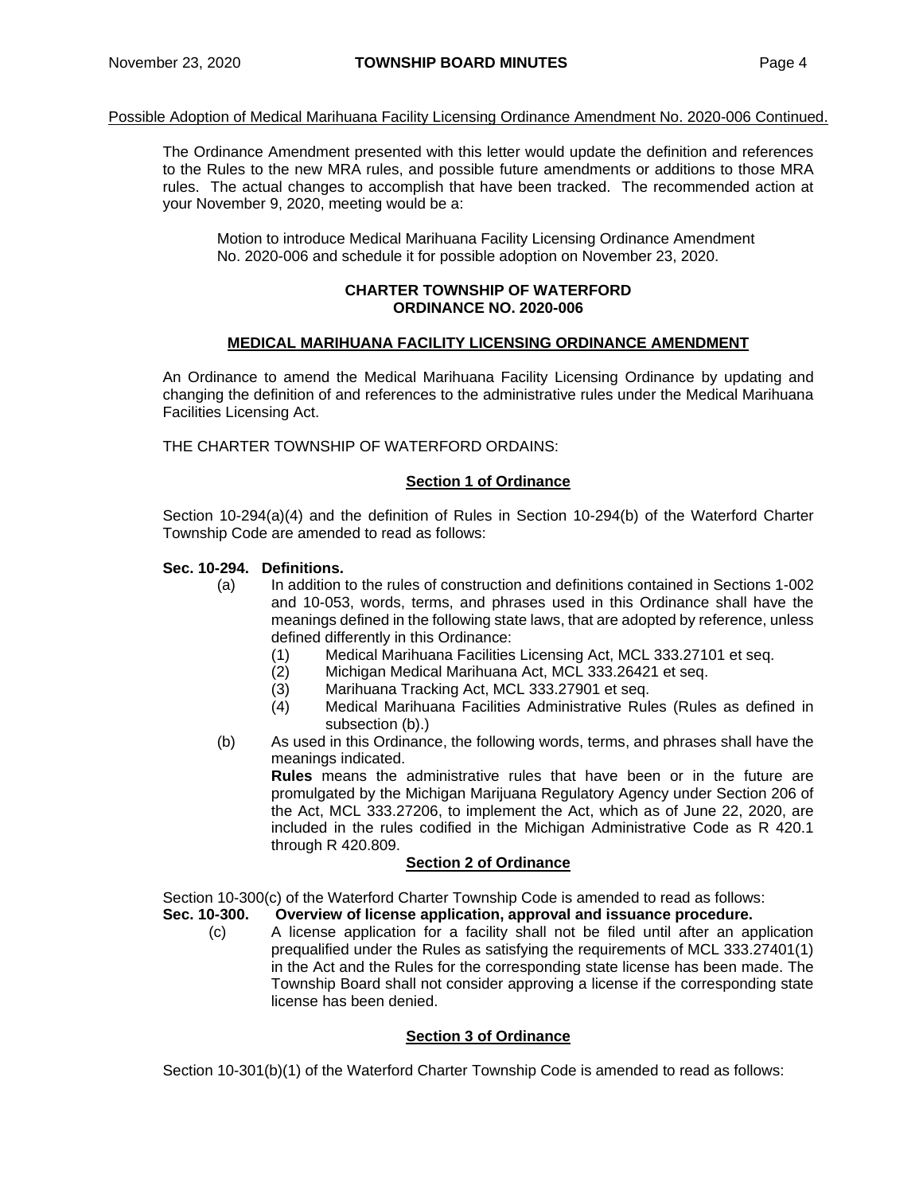Possible Adoption of Medical Marihuana Facility Licensing Ordinance Amendment No. 2020-006 Continued.

The Ordinance Amendment presented with this letter would update the definition and references to the Rules to the new MRA rules, and possible future amendments or additions to those MRA rules. The actual changes to accomplish that have been tracked. The recommended action at your November 9, 2020, meeting would be a:

> Motion to introduce Medical Marihuana Facility Licensing Ordinance Amendment No. 2020-006 and schedule it for possible adoption on November 23, 2020.

**CHARTER TOWNSHIP OF WATERFORD**
**ORDINANCE NO. 2020-006**

**MEDICAL MARIHUANA FACILITY LICENSING ORDINANCE AMENDMENT**

An Ordinance to amend the Medical Marihuana Facility Licensing Ordinance by updating and changing the definition of and references to the administrative rules under the Medical Marihuana Facilities Licensing Act.

THE CHARTER TOWNSHIP OF WATERFORD ORDAINS:

**Section 1 of Ordinance**

Section 10-294(a)(4) and the definition of Rules in Section 10-294(b) of the Waterford Charter Township Code are amended to read as follows:

**Sec. 10-294. Definitions.**

(a) In addition to the rules of construction and definitions contained in Sections 1-002 and 10-053, words, terms, and phrases used in this Ordinance shall have the meanings defined in the following state laws, that are adopted by reference, unless defined differently in this Ordinance:

(1) Medical Marihuana Facilities Licensing Act, MCL 333.27101 et seq.
(2) Michigan Medical Marihuana Act, MCL 333.26421 et seq.
(3) Marihuana Tracking Act, MCL 333.27901 et seq.
(4) Medical Marihuana Facilities Administrative Rules (Rules as defined in subsection (b).)

(b) As used in this Ordinance, the following words, terms, and phrases shall have the meanings indicated.

**Rules** means the administrative rules that have been or in the future are promulgated by the Michigan Marijuana Regulatory Agency under Section 206 of the Act, MCL 333.27206, to implement the Act, which as of June 22, 2020, are included in the rules codified in the Michigan Administrative Code as R 420.1 through R 420.809.

**Section 2 of Ordinance**

Section 10-300(c) of the Waterford Charter Township Code is amended to read as follows:

**Sec. 10-300. Overview of license application, approval and issuance procedure.**

(c) A license application for a facility shall not be filed until after an application prequalified under the Rules as satisfying the requirements of MCL 333.27401(1) in the Act and the Rules for the corresponding state license has been made. The Township Board shall not consider approving a license if the corresponding state license has been denied.

**Section 3 of Ordinance**

Section 10-301(b)(1) of the Waterford Charter Township Code is amended to read as follows: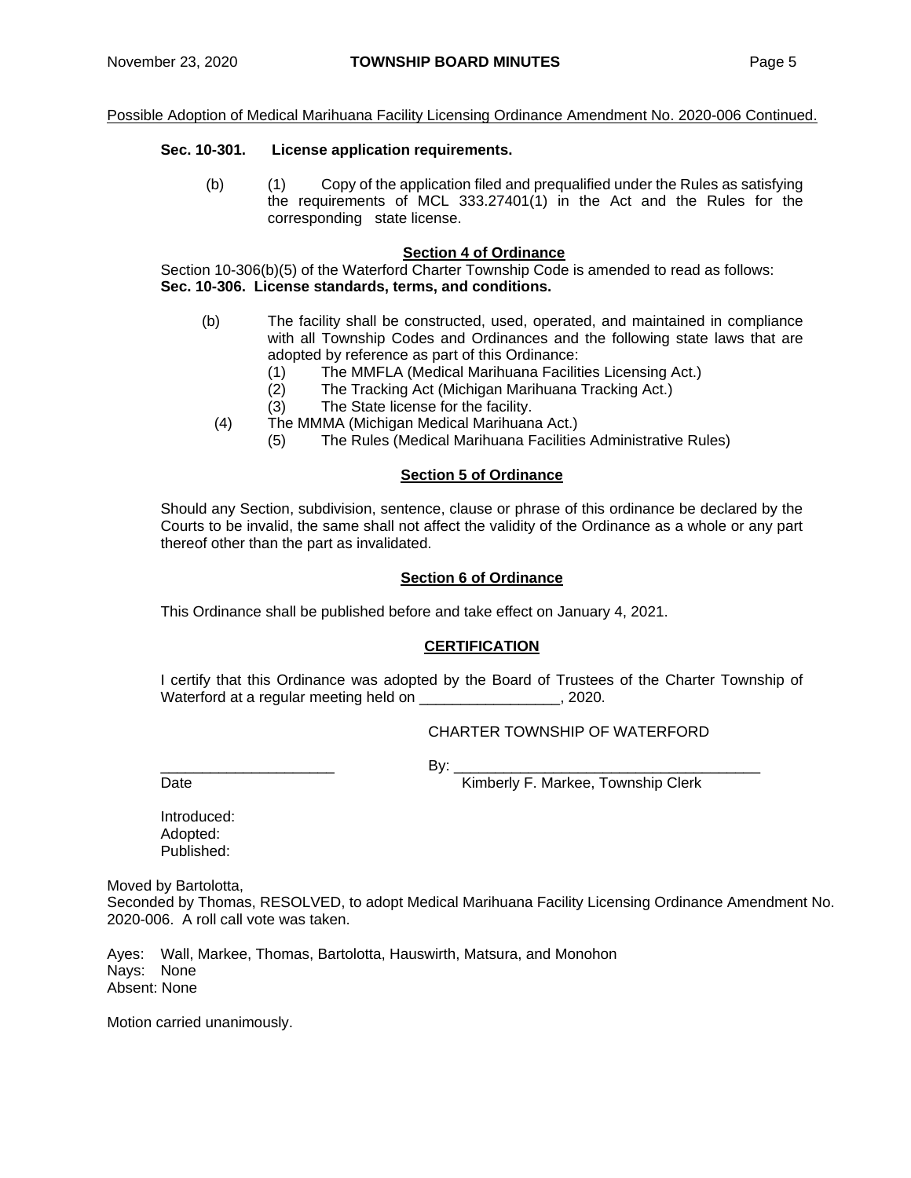Possible Adoption of Medical Marihuana Facility Licensing Ordinance Amendment No. 2020-006 Continued.

**Sec. 10-301. License application requirements.**

(b) (1) Copy of the application filed and prequalified under the Rules as satisfying the requirements of MCL 333.27401(1) in the Act and the Rules for the corresponding state license.

**Section 4 of Ordinance**

Section 10-306(b)(5) of the Waterford Charter Township Code is amended to read as follows:
**Sec. 10-306. License standards, terms, and conditions.**

(b) The facility shall be constructed, used, operated, and maintained in compliance with all Township Codes and Ordinances and the following state laws that are adopted by reference as part of this Ordinance:
 (1) The MMFLA (Medical Marihuana Facilities Licensing Act.)
 (2) The Tracking Act (Michigan Marihuana Tracking Act.)
 (3) The State license for the facility.
 (4) The MMMA (Michigan Medical Marihuana Act.)
 (5) The Rules (Medical Marihuana Facilities Administrative Rules)

**Section 5 of Ordinance**

Should any Section, subdivision, sentence, clause or phrase of this ordinance be declared by the Courts to be invalid, the same shall not affect the validity of the Ordinance as a whole or any part thereof other than the part as invalidated.

**Section 6 of Ordinance**

This Ordinance shall be published before and take effect on January 4, 2021.

**CERTIFICATION**

I certify that this Ordinance was adopted by the Board of Trustees of the Charter Township of Waterford at a regular meeting held on _________________, 2020.

CHARTER TOWNSHIP OF WATERFORD

_____________________ By: ____________________________________
Date Kimberly F. Markee, Township Clerk

Introduced:
Adopted:
Published:

Moved by Bartolotta,
Seconded by Thomas, RESOLVED, to adopt Medical Marihuana Facility Licensing Ordinance Amendment No. 2020-006. A roll call vote was taken.

Ayes: Wall, Markee, Thomas, Bartolotta, Hauswirth, Matsura, and Monohon
Nays: None
Absent: None

Motion carried unanimously.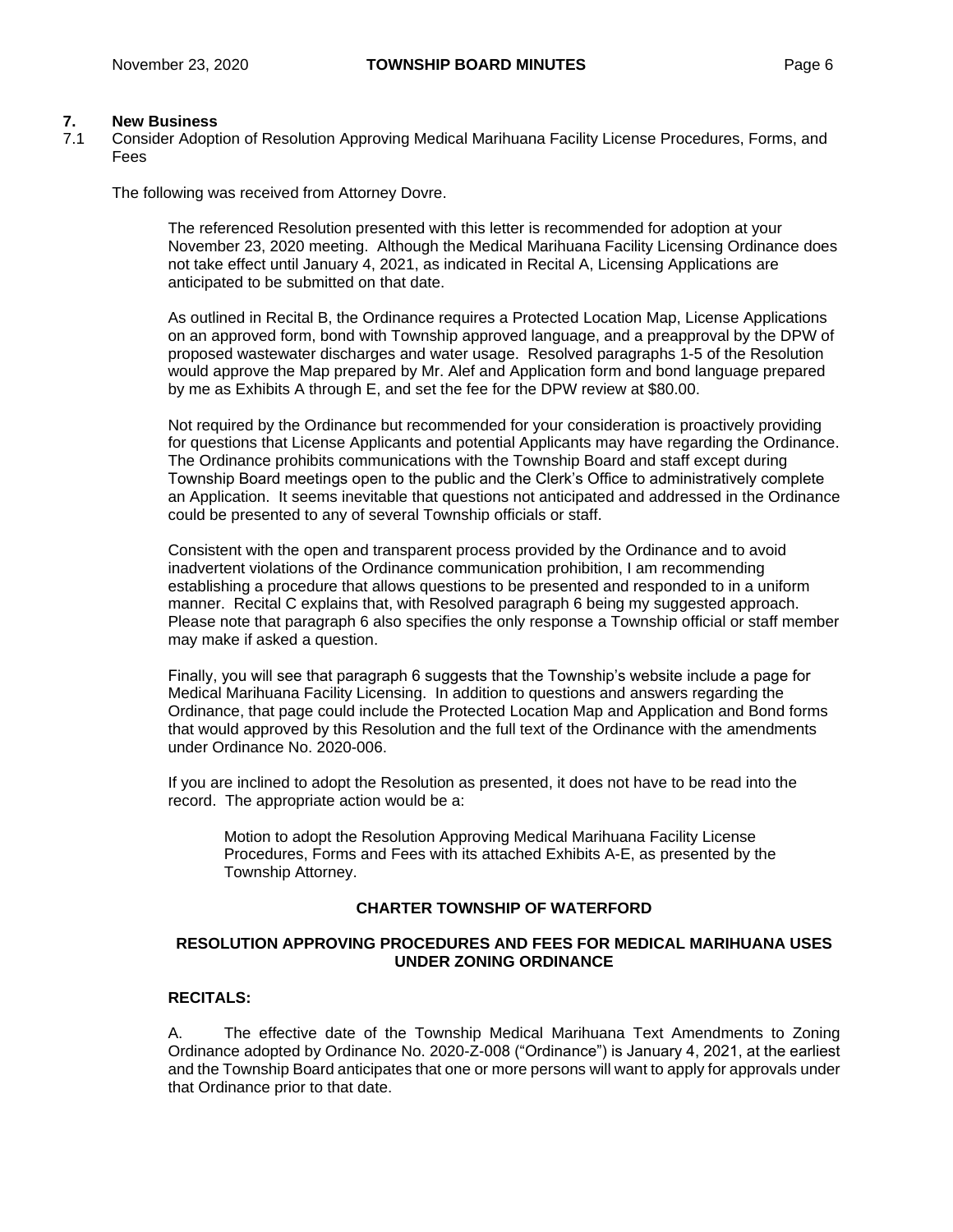## 7. New Business

7.1 Consider Adoption of Resolution Approving Medical Marihuana Facility License Procedures, Forms, and Fees

The following was received from Attorney Dovre.

> The referenced Resolution presented with this letter is recommended for adoption at your November 23, 2020 meeting. Although the Medical Marihuana Facility Licensing Ordinance does not take effect until January 4, 2021, as indicated in Recital A, Licensing Applications are anticipated to be submitted on that date.
>
> As outlined in Recital B, the Ordinance requires a Protected Location Map, License Applications on an approved form, bond with Township approved language, and a preapproval by the DPW of proposed wastewater discharges and water usage. Resolved paragraphs 1-5 of the Resolution would approve the Map prepared by Mr. Alef and Application form and bond language prepared by me as Exhibits A through E, and set the fee for the DPW review at $80.00.
>
> Not required by the Ordinance but recommended for your consideration is proactively providing for questions that License Applicants and potential Applicants may have regarding the Ordinance. The Ordinance prohibits communications with the Township Board and staff except during Township Board meetings open to the public and the Clerk's Office to administratively complete an Application. It seems inevitable that questions not anticipated and addressed in the Ordinance could be presented to any of several Township officials or staff.
>
> Consistent with the open and transparent process provided by the Ordinance and to avoid inadvertent violations of the Ordinance communication prohibition, I am recommending establishing a procedure that allows questions to be presented and responded to in a uniform manner. Recital C explains that, with Resolved paragraph 6 being my suggested approach. Please note that paragraph 6 also specifies the only response a Township official or staff member may make if asked a question.
>
> Finally, you will see that paragraph 6 suggests that the Township's website include a page for Medical Marihuana Facility Licensing. In addition to questions and answers regarding the Ordinance, that page could include the Protected Location Map and Application and Bond forms that would approved by this Resolution and the full text of the Ordinance with the amendments under Ordinance No. 2020-006.
>
> If you are inclined to adopt the Resolution as presented, it does not have to be read into the record. The appropriate action would be a:
>
>> Motion to adopt the Resolution Approving Medical Marihuana Facility License Procedures, Forms and Fees with its attached Exhibits A-E, as presented by the Township Attorney.

**CHARTER TOWNSHIP OF WATERFORD**

**RESOLUTION APPROVING PROCEDURES AND FEES FOR MEDICAL MARIHUANA USES UNDER ZONING ORDINANCE**

**RECITALS:**

A. The effective date of the Township Medical Marihuana Text Amendments to Zoning Ordinance adopted by Ordinance No. 2020-Z-008 ("Ordinance") is January 4, 2021, at the earliest and the Township Board anticipates that one or more persons will want to apply for approvals under that Ordinance prior to that date.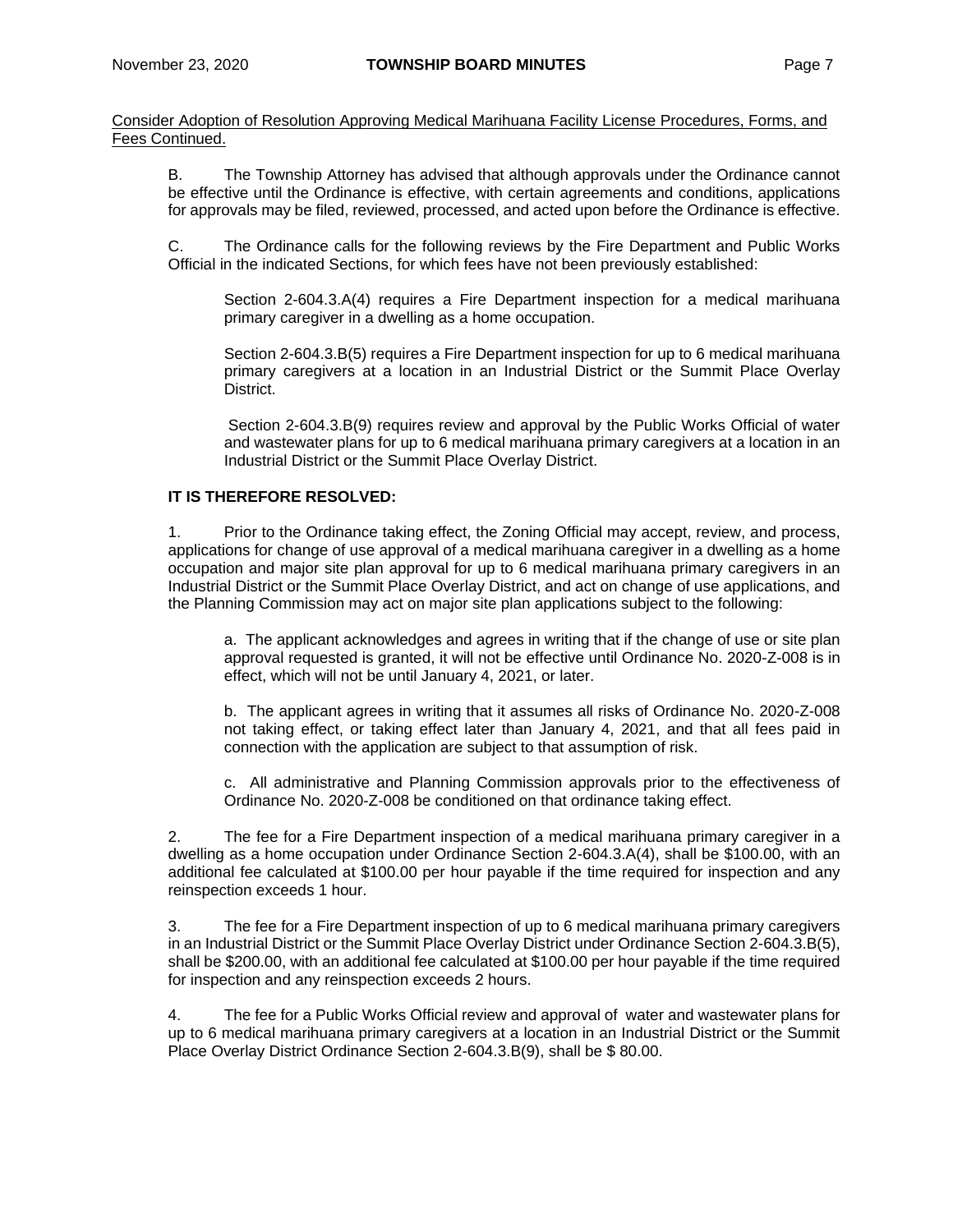Consider Adoption of Resolution Approving Medical Marihuana Facility License Procedures, Forms, and Fees Continued.

B. The Township Attorney has advised that although approvals under the Ordinance cannot be effective until the Ordinance is effective, with certain agreements and conditions, applications for approvals may be filed, reviewed, processed, and acted upon before the Ordinance is effective.

C. The Ordinance calls for the following reviews by the Fire Department and Public Works Official in the indicated Sections, for which fees have not been previously established:

Section 2-604.3.A(4) requires a Fire Department inspection for a medical marihuana primary caregiver in a dwelling as a home occupation.

Section 2-604.3.B(5) requires a Fire Department inspection for up to 6 medical marihuana primary caregivers at a location in an Industrial District or the Summit Place Overlay District.

Section 2-604.3.B(9) requires review and approval by the Public Works Official of water and wastewater plans for up to 6 medical marihuana primary caregivers at a location in an Industrial District or the Summit Place Overlay District.

**IT IS THEREFORE RESOLVED:**

1. Prior to the Ordinance taking effect, the Zoning Official may accept, review, and process, applications for change of use approval of a medical marihuana caregiver in a dwelling as a home occupation and major site plan approval for up to 6 medical marihuana primary caregivers in an Industrial District or the Summit Place Overlay District, and act on change of use applications, and the Planning Commission may act on major site plan applications subject to the following:

a. The applicant acknowledges and agrees in writing that if the change of use or site plan approval requested is granted, it will not be effective until Ordinance No. 2020-Z-008 is in effect, which will not be until January 4, 2021, or later.

b. The applicant agrees in writing that it assumes all risks of Ordinance No. 2020-Z-008 not taking effect, or taking effect later than January 4, 2021, and that all fees paid in connection with the application are subject to that assumption of risk.

c. All administrative and Planning Commission approvals prior to the effectiveness of Ordinance No. 2020-Z-008 be conditioned on that ordinance taking effect.

2. The fee for a Fire Department inspection of a medical marihuana primary caregiver in a dwelling as a home occupation under Ordinance Section 2-604.3.A(4), shall be $100.00, with an additional fee calculated at $100.00 per hour payable if the time required for inspection and any reinspection exceeds 1 hour.

3. The fee for a Fire Department inspection of up to 6 medical marihuana primary caregivers in an Industrial District or the Summit Place Overlay District under Ordinance Section 2-604.3.B(5), shall be $200.00, with an additional fee calculated at $100.00 per hour payable if the time required for inspection and any reinspection exceeds 2 hours.

4. The fee for a Public Works Official review and approval of water and wastewater plans for up to 6 medical marihuana primary caregivers at a location in an Industrial District or the Summit Place Overlay District Ordinance Section 2-604.3.B(9), shall be $ 80.00.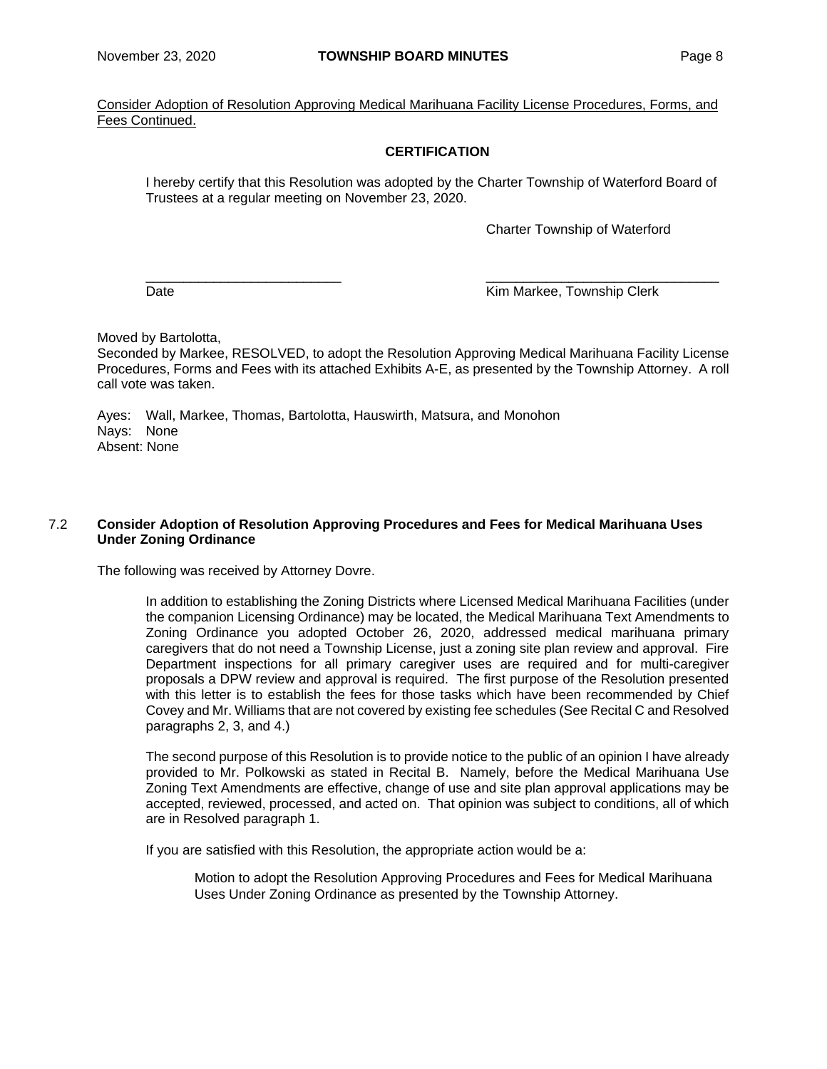Consider Adoption of Resolution Approving Medical Marihuana Facility License Procedures, Forms, and Fees Continued.

**CERTIFICATION**

I hereby certify that this Resolution was adopted by the Charter Township of Waterford Board of Trustees at a regular meeting on November 23, 2020.

Charter Township of Waterford

___________________________ ________________________________
Date Kim Markee, Township Clerk

Moved by Bartolotta,
Seconded by Markee, RESOLVED, to adopt the Resolution Approving Medical Marihuana Facility License Procedures, Forms and Fees with its attached Exhibits A-E, as presented by the Township Attorney. A roll call vote was taken.

Ayes: Wall, Markee, Thomas, Bartolotta, Hauswirth, Matsura, and Monohon
Nays: None
Absent: None

### 7.2 Consider Adoption of Resolution Approving Procedures and Fees for Medical Marihuana Uses Under Zoning Ordinance

The following was received by Attorney Dovre.

> In addition to establishing the Zoning Districts where Licensed Medical Marihuana Facilities (under the companion Licensing Ordinance) may be located, the Medical Marihuana Text Amendments to Zoning Ordinance you adopted October 26, 2020, addressed medical marihuana primary caregivers that do not need a Township License, just a zoning site plan review and approval. Fire Department inspections for all primary caregiver uses are required and for multi-caregiver proposals a DPW review and approval is required. The first purpose of the Resolution presented with this letter is to establish the fees for those tasks which have been recommended by Chief Covey and Mr. Williams that are not covered by existing fee schedules (See Recital C and Resolved paragraphs 2, 3, and 4.)
>
> The second purpose of this Resolution is to provide notice to the public of an opinion I have already provided to Mr. Polkowski as stated in Recital B. Namely, before the Medical Marihuana Use Zoning Text Amendments are effective, change of use and site plan approval applications may be accepted, reviewed, processed, and acted on. That opinion was subject to conditions, all of which are in Resolved paragraph 1.
>
> If you are satisfied with this Resolution, the appropriate action would be a:
>
> > Motion to adopt the Resolution Approving Procedures and Fees for Medical Marihuana Uses Under Zoning Ordinance as presented by the Township Attorney.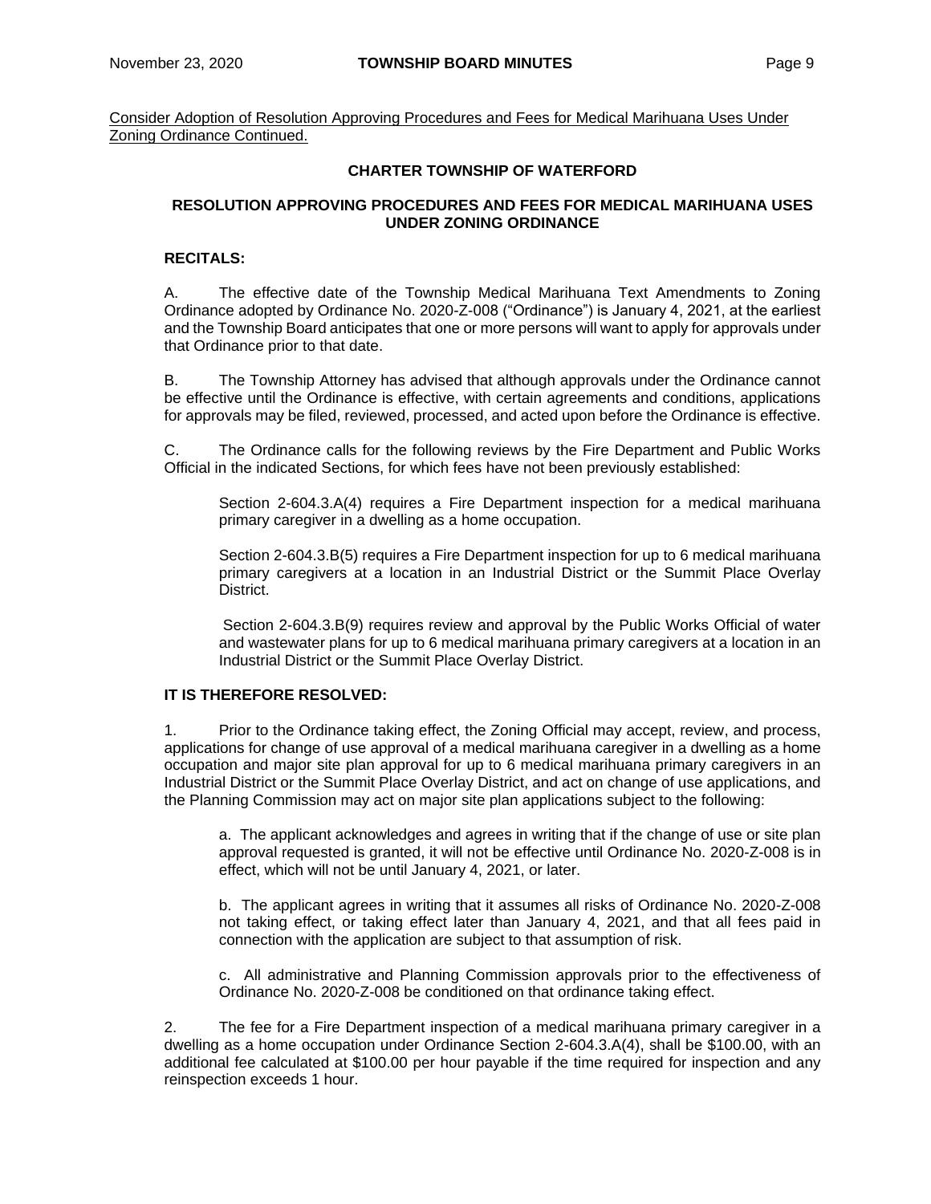Consider Adoption of Resolution Approving Procedures and Fees for Medical Marihuana Uses Under Zoning Ordinance Continued.

**CHARTER TOWNSHIP OF WATERFORD**

**RESOLUTION APPROVING PROCEDURES AND FEES FOR MEDICAL MARIHUANA USES UNDER ZONING ORDINANCE**

**RECITALS:**

A. The effective date of the Township Medical Marihuana Text Amendments to Zoning Ordinance adopted by Ordinance No. 2020-Z-008 ("Ordinance") is January 4, 2021, at the earliest and the Township Board anticipates that one or more persons will want to apply for approvals under that Ordinance prior to that date.

B. The Township Attorney has advised that although approvals under the Ordinance cannot be effective until the Ordinance is effective, with certain agreements and conditions, applications for approvals may be filed, reviewed, processed, and acted upon before the Ordinance is effective.

C. The Ordinance calls for the following reviews by the Fire Department and Public Works Official in the indicated Sections, for which fees have not been previously established:

Section 2-604.3.A(4) requires a Fire Department inspection for a medical marihuana primary caregiver in a dwelling as a home occupation.

Section 2-604.3.B(5) requires a Fire Department inspection for up to 6 medical marihuana primary caregivers at a location in an Industrial District or the Summit Place Overlay District.

Section 2-604.3.B(9) requires review and approval by the Public Works Official of water and wastewater plans for up to 6 medical marihuana primary caregivers at a location in an Industrial District or the Summit Place Overlay District.

**IT IS THEREFORE RESOLVED:**

1. Prior to the Ordinance taking effect, the Zoning Official may accept, review, and process, applications for change of use approval of a medical marihuana caregiver in a dwelling as a home occupation and major site plan approval for up to 6 medical marihuana primary caregivers in an Industrial District or the Summit Place Overlay District, and act on change of use applications, and the Planning Commission may act on major site plan applications subject to the following:

a. The applicant acknowledges and agrees in writing that if the change of use or site plan approval requested is granted, it will not be effective until Ordinance No. 2020-Z-008 is in effect, which will not be until January 4, 2021, or later.

b. The applicant agrees in writing that it assumes all risks of Ordinance No. 2020-Z-008 not taking effect, or taking effect later than January 4, 2021, and that all fees paid in connection with the application are subject to that assumption of risk.

c. All administrative and Planning Commission approvals prior to the effectiveness of Ordinance No. 2020-Z-008 be conditioned on that ordinance taking effect.

2. The fee for a Fire Department inspection of a medical marihuana primary caregiver in a dwelling as a home occupation under Ordinance Section 2-604.3.A(4), shall be $100.00, with an additional fee calculated at $100.00 per hour payable if the time required for inspection and any reinspection exceeds 1 hour.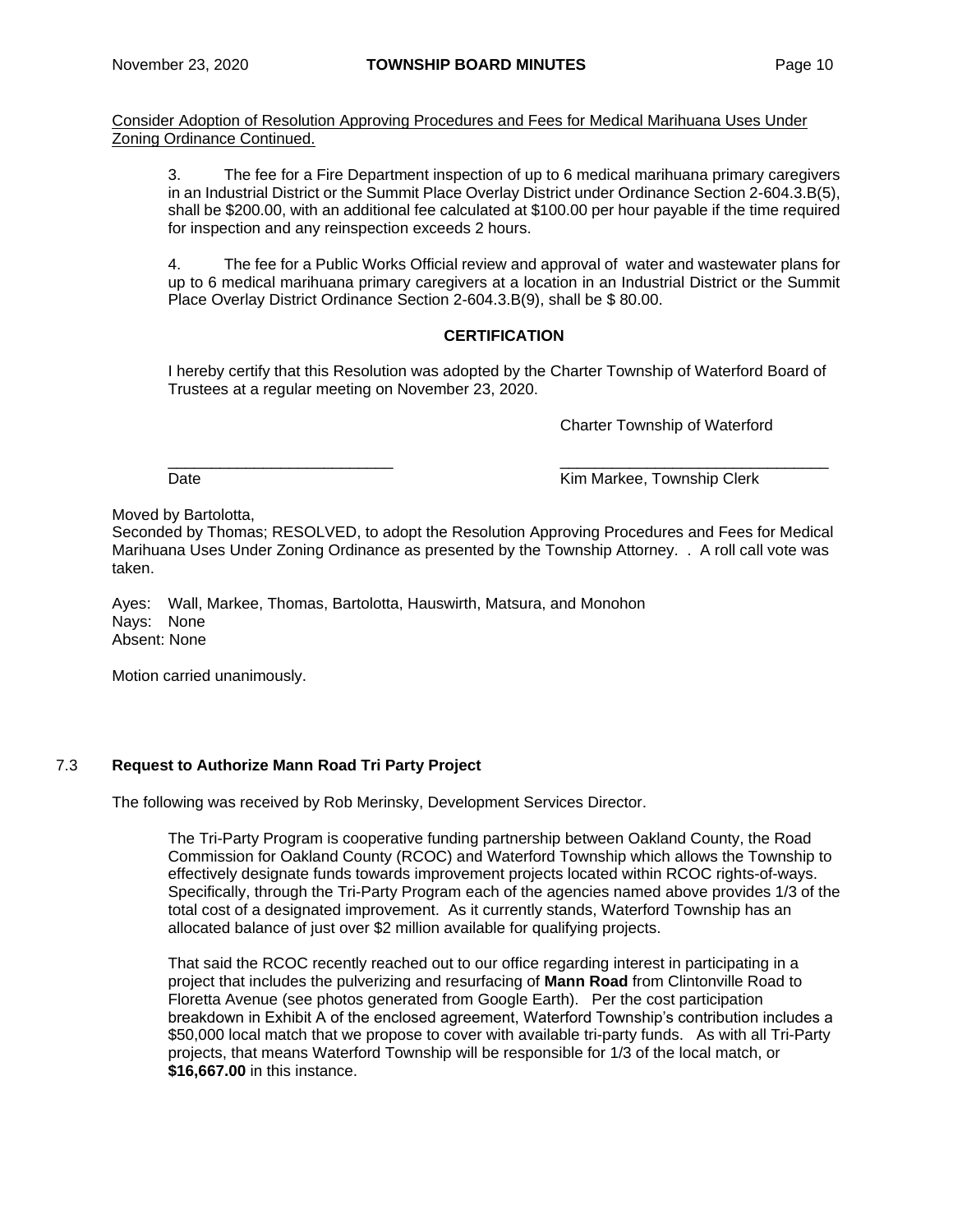Consider Adoption of Resolution Approving Procedures and Fees for Medical Marihuana Uses Under Zoning Ordinance Continued.

3. The fee for a Fire Department inspection of up to 6 medical marihuana primary caregivers in an Industrial District or the Summit Place Overlay District under Ordinance Section 2-604.3.B(5), shall be $200.00, with an additional fee calculated at $100.00 per hour payable if the time required for inspection and any reinspection exceeds 2 hours.

4. The fee for a Public Works Official review and approval of water and wastewater plans for up to 6 medical marihuana primary caregivers at a location in an Industrial District or the Summit Place Overlay District Ordinance Section 2-604.3.B(9), shall be $ 80.00.

**CERTIFICATION**

I hereby certify that this Resolution was adopted by the Charter Township of Waterford Board of Trustees at a regular meeting on November 23, 2020.

Charter Township of Waterford

___________________________ Date

_______________________________ Kim Markee, Township Clerk

Moved by Bartolotta,
Seconded by Thomas; RESOLVED, to adopt the Resolution Approving Procedures and Fees for Medical Marihuana Uses Under Zoning Ordinance as presented by the Township Attorney. . A roll call vote was taken.

Ayes: Wall, Markee, Thomas, Bartolotta, Hauswirth, Matsura, and Monohon
Nays: None
Absent: None

Motion carried unanimously.

## 7.3 **Request to Authorize Mann Road Tri Party Project**

The following was received by Rob Merinsky, Development Services Director.

The Tri-Party Program is cooperative funding partnership between Oakland County, the Road Commission for Oakland County (RCOC) and Waterford Township which allows the Township to effectively designate funds towards improvement projects located within RCOC rights-of-ways. Specifically, through the Tri-Party Program each of the agencies named above provides 1/3 of the total cost of a designated improvement. As it currently stands, Waterford Township has an allocated balance of just over $2 million available for qualifying projects.

That said the RCOC recently reached out to our office regarding interest in participating in a project that includes the pulverizing and resurfacing of **Mann Road** from Clintonville Road to Floretta Avenue (see photos generated from Google Earth). Per the cost participation breakdown in Exhibit A of the enclosed agreement, Waterford Township's contribution includes a $50,000 local match that we propose to cover with available tri-party funds. As with all Tri-Party projects, that means Waterford Township will be responsible for 1/3 of the local match, or **$16,667.00** in this instance.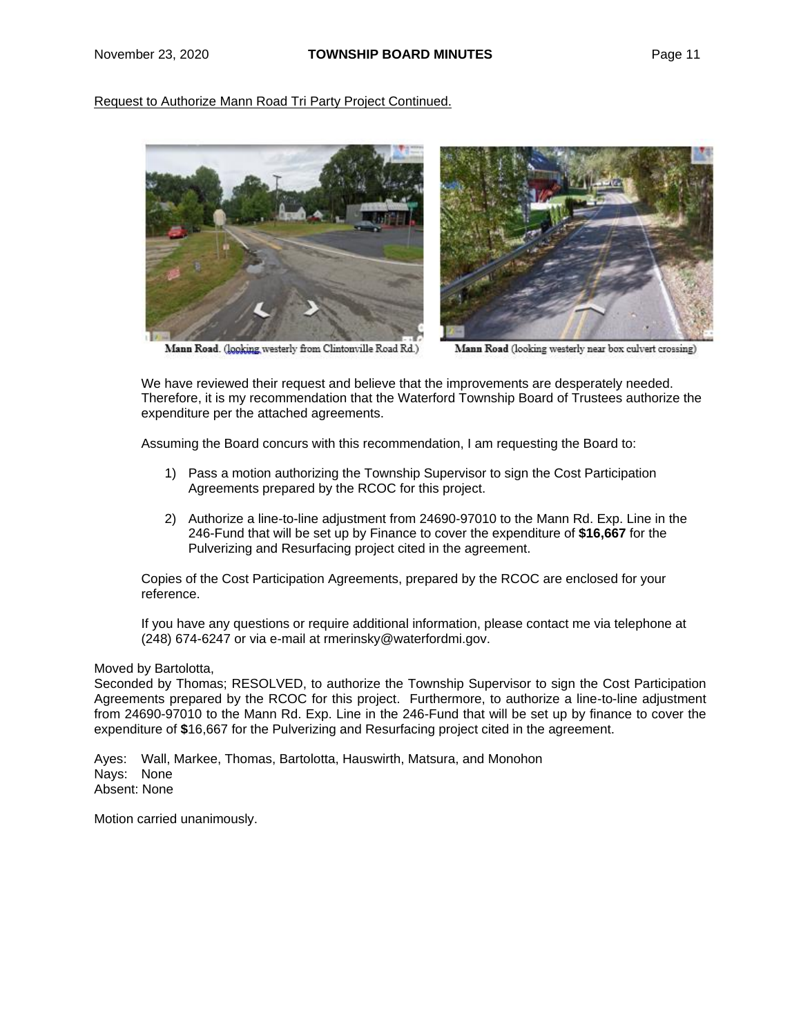Request to Authorize Mann Road Tri Party Project Continued.

Mann Road. (looking westerly from Clintonville Road Rd.)

Mann Road (looking westerly near box culvert crossing)

We have reviewed their request and believe that the improvements are desperately needed. Therefore, it is my recommendation that the Waterford Township Board of Trustees authorize the expenditure per the attached agreements.

Assuming the Board concurs with this recommendation, I am requesting the Board to:

1) Pass a motion authorizing the Township Supervisor to sign the Cost Participation Agreements prepared by the RCOC for this project.

2) Authorize a line-to-line adjustment from 24690-97010 to the Mann Rd. Exp. Line in the 246-Fund that will be set up by Finance to cover the expenditure of **$16,667** for the Pulverizing and Resurfacing project cited in the agreement.

Copies of the Cost Participation Agreements, prepared by the RCOC are enclosed for your reference.

If you have any questions or require additional information, please contact me via telephone at (248) 674-6247 or via e-mail at rmerinsky@waterfordmi.gov.

Moved by Bartolotta,
Seconded by Thomas; RESOLVED, to authorize the Township Supervisor to sign the Cost Participation Agreements prepared by the RCOC for this project. Furthermore, to authorize a line-to-line adjustment from 24690-97010 to the Mann Rd. Exp. Line in the 246-Fund that will be set up by finance to cover the expenditure of **$**16,667 for the Pulverizing and Resurfacing project cited in the agreement.

Ayes: Wall, Markee, Thomas, Bartolotta, Hauswirth, Matsura, and Monohon
Nays: None
Absent: None

Motion carried unanimously.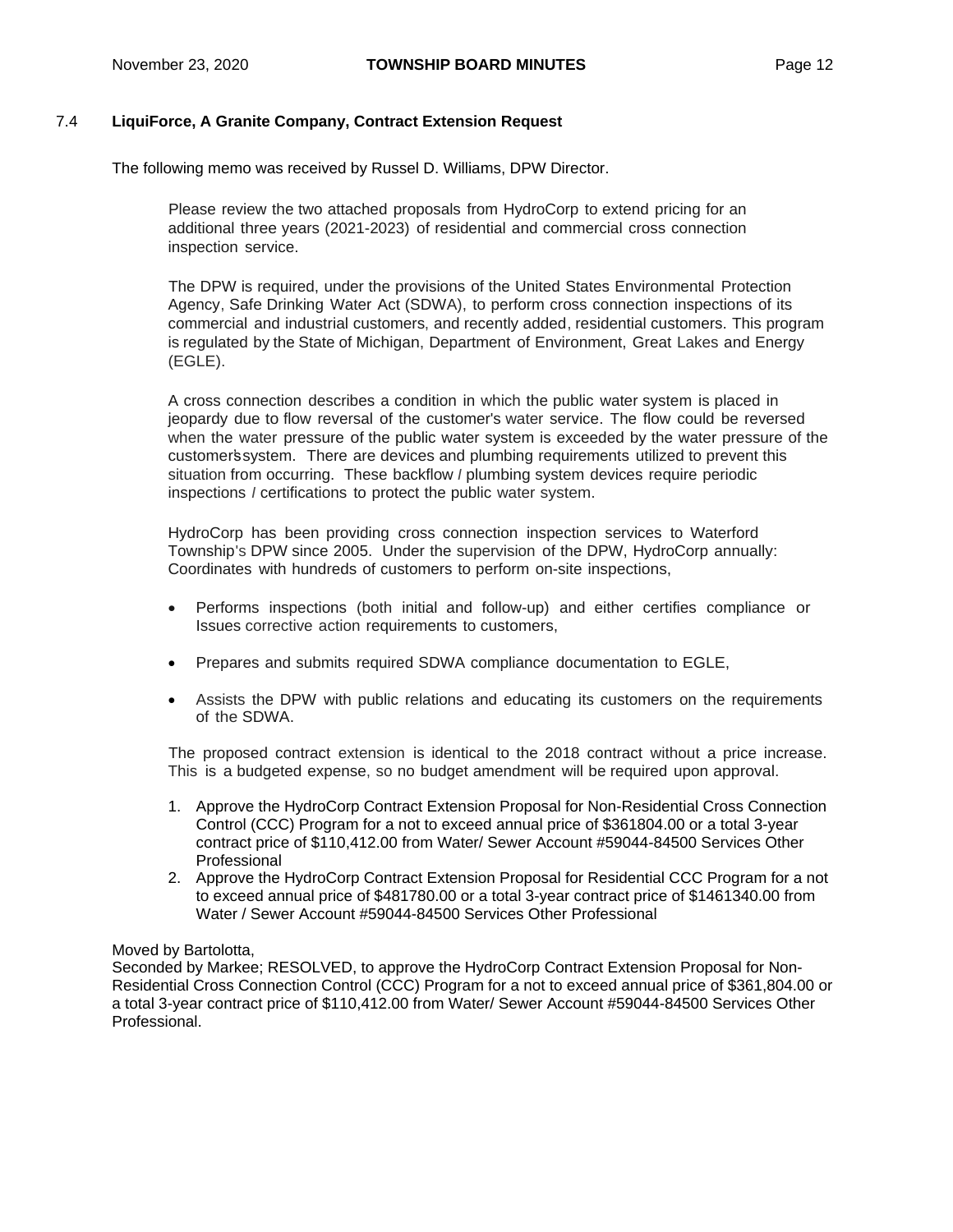## 7.4 LiquiForce, A Granite Company, Contract Extension Request

The following memo was received by Russel D. Williams, DPW Director.

> Please review the two attached proposals from HydroCorp to extend pricing for an additional three years (2021-2023) of residential and commercial cross connection inspection service.
>
> The DPW is required, under the provisions of the United States Environmental Protection Agency, Safe Drinking Water Act (SDWA), to perform cross connection inspections of its commercial and industrial customers, and recently added, residential customers. This program is regulated by the State of Michigan, Department of Environment, Great Lakes and Energy (EGLE).
>
> A cross connection describes a condition in which the public water system is placed in jeopardy due to flow reversal of the customer's water service. The flow could be reversed when the water pressure of the public water system is exceeded by the water pressure of the customer's system. There are devices and plumbing requirements utilized to prevent this situation from occurring. These backflow / plumbing system devices require periodic inspections / certifications to protect the public water system.
>
> HydroCorp has been providing cross connection inspection services to Waterford Township's DPW since 2005. Under the supervision of the DPW, HydroCorp annually: Coordinates with hundreds of customers to perform on-site inspections,
>
> - Performs inspections (both initial and follow-up) and either certifies compliance or Issues corrective action requirements to customers,
> - Prepares and submits required SDWA compliance documentation to EGLE,
> - Assists the DPW with public relations and educating its customers on the requirements of the SDWA.
>
> The proposed contract extension is identical to the 2018 contract without a price increase. This is a budgeted expense, so no budget amendment will be required upon approval.
>
> 1. Approve the HydroCorp Contract Extension Proposal for Non-Residential Cross Connection Control (CCC) Program for a not to exceed annual price of $361804.00 or a total 3-year contract price of $110,412.00 from Water/ Sewer Account #59044-84500 Services Other Professional
> 2. Approve the HydroCorp Contract Extension Proposal for Residential CCC Program for a not to exceed annual price of $481780.00 or a total 3-year contract price of $1461340.00 from Water / Sewer Account #59044-84500 Services Other Professional

Moved by Bartolotta,
Seconded by Markee; RESOLVED, to approve the HydroCorp Contract Extension Proposal for Non-Residential Cross Connection Control (CCC) Program for a not to exceed annual price of $361,804.00 or a total 3-year contract price of $110,412.00 from Water/ Sewer Account #59044-84500 Services Other Professional.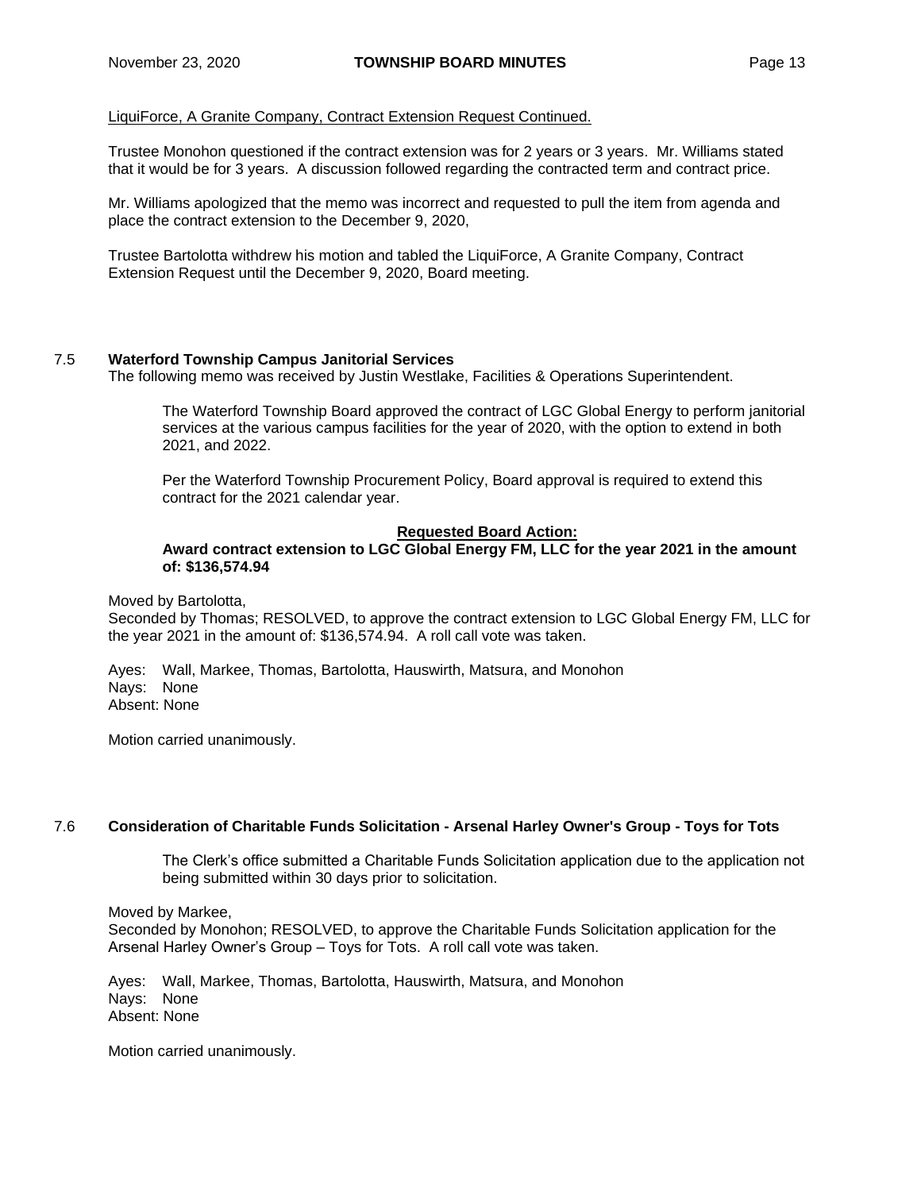LiquiForce, A Granite Company, Contract Extension Request Continued.

Trustee Monohon questioned if the contract extension was for 2 years or 3 years. Mr. Williams stated that it would be for 3 years. A discussion followed regarding the contracted term and contract price.

Mr. Williams apologized that the memo was incorrect and requested to pull the item from agenda and place the contract extension to the December 9, 2020,

Trustee Bartolotta withdrew his motion and tabled the LiquiForce, A Granite Company, Contract Extension Request until the December 9, 2020, Board meeting.

## 7.5 Waterford Township Campus Janitorial Services

The following memo was received by Justin Westlake, Facilities & Operations Superintendent.

> The Waterford Township Board approved the contract of LGC Global Energy to perform janitorial services at the various campus facilities for the year of 2020, with the option to extend in both 2021, and 2022.
>
> Per the Waterford Township Procurement Policy, Board approval is required to extend this contract for the 2021 calendar year.
>
> **Requested Board Action:**
>
> **Award contract extension to LGC Global Energy FM, LLC for the year 2021 in the amount of: $136,574.94**

Moved by Bartolotta,
Seconded by Thomas; RESOLVED, to approve the contract extension to LGC Global Energy FM, LLC for the year 2021 in the amount of: $136,574.94. A roll call vote was taken.

Ayes: Wall, Markee, Thomas, Bartolotta, Hauswirth, Matsura, and Monohon
Nays: None
Absent: None

Motion carried unanimously.

## 7.6 Consideration of Charitable Funds Solicitation - Arsenal Harley Owner's Group - Toys for Tots

> The Clerk's office submitted a Charitable Funds Solicitation application due to the application not being submitted within 30 days prior to solicitation.

Moved by Markee,
Seconded by Monohon; RESOLVED, to approve the Charitable Funds Solicitation application for the Arsenal Harley Owner's Group – Toys for Tots. A roll call vote was taken.

Ayes: Wall, Markee, Thomas, Bartolotta, Hauswirth, Matsura, and Monohon
Nays: None
Absent: None

Motion carried unanimously.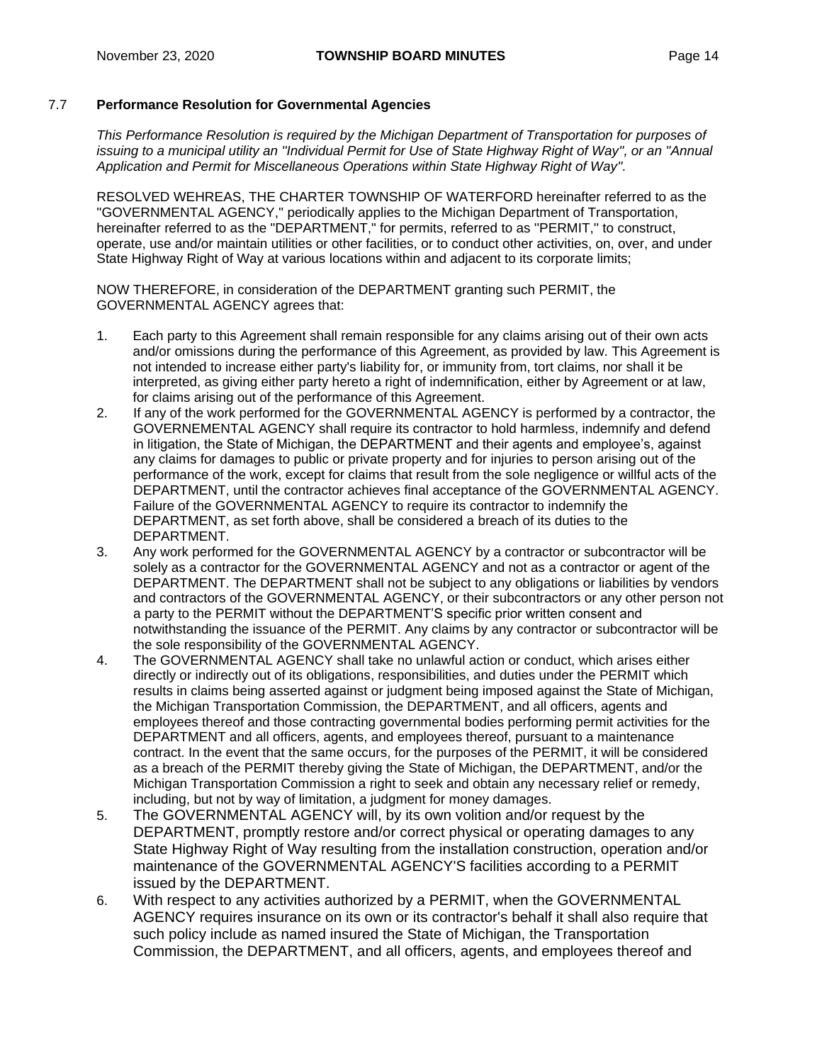### 7.7 **Performance Resolution for Governmental Agencies**

*This Performance Resolution is required by the Michigan Department of Transportation for purposes of issuing to a municipal utility an "Individual Permit for Use of State Highway Right of Way", or an "Annual Application and Permit for Miscellaneous Operations within State Highway Right of Way".*

RESOLVED WEHREAS, THE CHARTER TOWNSHIP OF WATERFORD hereinafter referred to as the "GOVERNMENTAL AGENCY," periodically applies to the Michigan Department of Transportation, hereinafter referred to as the "DEPARTMENT," for permits, referred to as "PERMIT," to construct, operate, use and/or maintain utilities or other facilities, or to conduct other activities, on, over, and under State Highway Right of Way at various locations within and adjacent to its corporate limits;

NOW THEREFORE, in consideration of the DEPARTMENT granting such PERMIT, the GOVERNMENTAL AGENCY agrees that:

1. Each party to this Agreement shall remain responsible for any claims arising out of their own acts and/or omissions during the performance of this Agreement, as provided by law. This Agreement is not intended to increase either party's liability for, or immunity from, tort claims, nor shall it be interpreted, as giving either party hereto a right of indemnification, either by Agreement or at law, for claims arising out of the performance of this Agreement.
2. If any of the work performed for the GOVERNMENTAL AGENCY is performed by a contractor, the GOVERNEMENTAL AGENCY shall require its contractor to hold harmless, indemnify and defend in litigation, the State of Michigan, the DEPARTMENT and their agents and employee's, against any claims for damages to public or private property and for injuries to person arising out of the performance of the work, except for claims that result from the sole negligence or willful acts of the DEPARTMENT, until the contractor achieves final acceptance of the GOVERNMENTAL AGENCY. Failure of the GOVERNMENTAL AGENCY to require its contractor to indemnify the DEPARTMENT, as set forth above, shall be considered a breach of its duties to the DEPARTMENT.
3. Any work performed for the GOVERNMENTAL AGENCY by a contractor or subcontractor will be solely as a contractor for the GOVERNMENTAL AGENCY and not as a contractor or agent of the DEPARTMENT. The DEPARTMENT shall not be subject to any obligations or liabilities by vendors and contractors of the GOVERNMENTAL AGENCY, or their subcontractors or any other person not a party to the PERMIT without the DEPARTMENT'S specific prior written consent and notwithstanding the issuance of the PERMIT. Any claims by any contractor or subcontractor will be the sole responsibility of the GOVERNMENTAL AGENCY.
4. The GOVERNMENTAL AGENCY shall take no unlawful action or conduct, which arises either directly or indirectly out of its obligations, responsibilities, and duties under the PERMIT which results in claims being asserted against or judgment being imposed against the State of Michigan, the Michigan Transportation Commission, the DEPARTMENT, and all officers, agents and employees thereof and those contracting governmental bodies performing permit activities for the DEPARTMENT and all officers, agents, and employees thereof, pursuant to a maintenance contract. In the event that the same occurs, for the purposes of the PERMIT, it will be considered as a breach of the PERMIT thereby giving the State of Michigan, the DEPARTMENT, and/or the Michigan Transportation Commission a right to seek and obtain any necessary relief or remedy, including, but not by way of limitation, a judgment for money damages.
5. The GOVERNMENTAL AGENCY will, by its own volition and/or request by the DEPARTMENT, promptly restore and/or correct physical or operating damages to any State Highway Right of Way resulting from the installation construction, operation and/or maintenance of the GOVERNMENTAL AGENCY'S facilities according to a PERMIT issued by the DEPARTMENT.
6. With respect to any activities authorized by a PERMIT, when the GOVERNMENTAL AGENCY requires insurance on its own or its contractor's behalf it shall also require that such policy include as named insured the State of Michigan, the Transportation Commission, the DEPARTMENT, and all officers, agents, and employees thereof and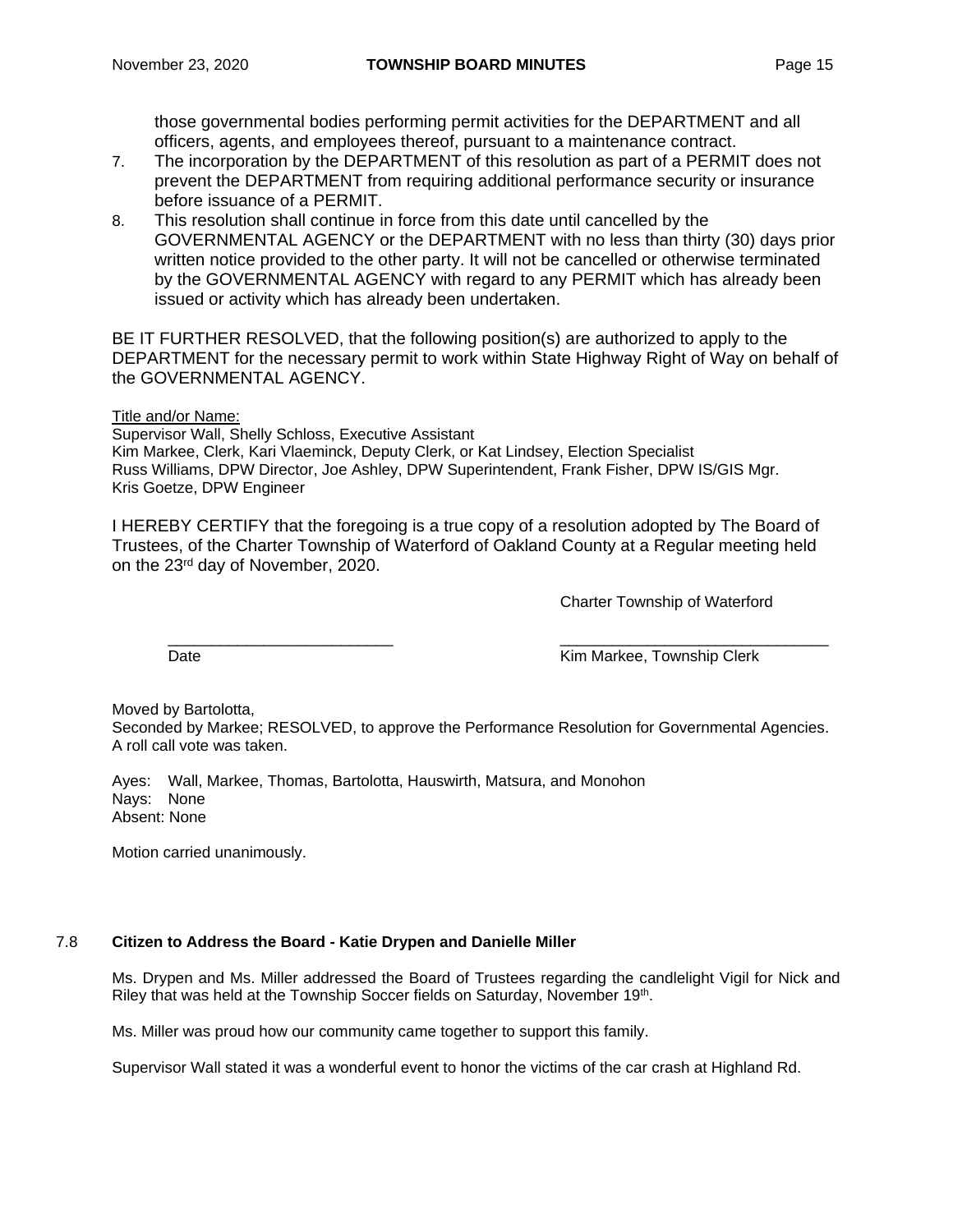those governmental bodies performing permit activities for the DEPARTMENT and all officers, agents, and employees thereof, pursuant to a maintenance contract.

7. The incorporation by the DEPARTMENT of this resolution as part of a PERMIT does not prevent the DEPARTMENT from requiring additional performance security or insurance before issuance of a PERMIT.
8. This resolution shall continue in force from this date until cancelled by the GOVERNMENTAL AGENCY or the DEPARTMENT with no less than thirty (30) days prior written notice provided to the other party. It will not be cancelled or otherwise terminated by the GOVERNMENTAL AGENCY with regard to any PERMIT which has already been issued or activity which has already been undertaken.

BE IT FURTHER RESOLVED, that the following position(s) are authorized to apply to the DEPARTMENT for the necessary permit to work within State Highway Right of Way on behalf of the GOVERNMENTAL AGENCY.

Title and/or Name:
Supervisor Wall, Shelly Schloss, Executive Assistant
Kim Markee, Clerk, Kari Vlaeminck, Deputy Clerk, or Kat Lindsey, Election Specialist
Russ Williams, DPW Director, Joe Ashley, DPW Superintendent, Frank Fisher, DPW IS/GIS Mgr.
Kris Goetze, DPW Engineer

I HEREBY CERTIFY that the foregoing is a true copy of a resolution adopted by The Board of Trustees, of the Charter Township of Waterford of Oakland County at a Regular meeting held on the 23rd day of November, 2020.

Charter Township of Waterford

\_\_\_\_\_\_\_\_\_\_\_\_\_\_\_\_\_\_\_\_\_\_\_\_\_\_ \_\_\_\_\_\_\_\_\_\_\_\_\_\_\_\_\_\_\_\_\_\_\_\_\_\_\_\_\_\_\_
Date Kim Markee, Township Clerk

Moved by Bartolotta,
Seconded by Markee; RESOLVED, to approve the Performance Resolution for Governmental Agencies. A roll call vote was taken.

Ayes: Wall, Markee, Thomas, Bartolotta, Hauswirth, Matsura, and Monohon
Nays: None
Absent: None

Motion carried unanimously.

### 7.8 Citizen to Address the Board - Katie Drypen and Danielle Miller

Ms. Drypen and Ms. Miller addressed the Board of Trustees regarding the candlelight Vigil for Nick and Riley that was held at the Township Soccer fields on Saturday, November 19th.

Ms. Miller was proud how our community came together to support this family.

Supervisor Wall stated it was a wonderful event to honor the victims of the car crash at Highland Rd.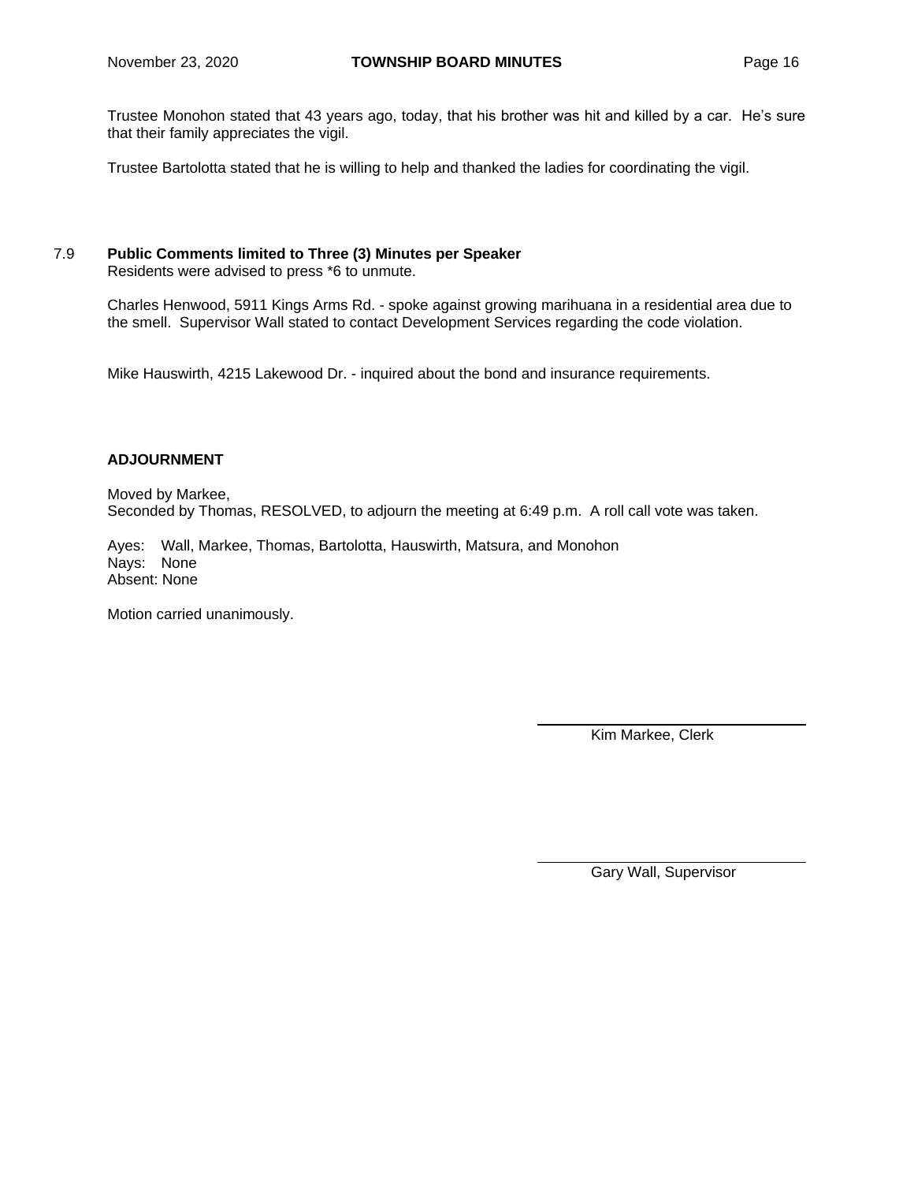Trustee Monohon stated that 43 years ago, today, that his brother was hit and killed by a car. He's sure that their family appreciates the vigil.

Trustee Bartolotta stated that he is willing to help and thanked the ladies for coordinating the vigil.

7.9 **Public Comments limited to Three (3) Minutes per Speaker**
Residents were advised to press *6 to unmute.

Charles Henwood, 5911 Kings Arms Rd. - spoke against growing marihuana in a residential area due to the smell. Supervisor Wall stated to contact Development Services regarding the code violation.

Mike Hauswirth, 4215 Lakewood Dr. - inquired about the bond and insurance requirements.

**ADJOURNMENT**

Moved by Markee,
Seconded by Thomas, RESOLVED, to adjourn the meeting at 6:49 p.m. A roll call vote was taken.

Ayes: Wall, Markee, Thomas, Bartolotta, Hauswirth, Matsura, and Monohon
Nays: None
Absent: None

Motion carried unanimously.

Kim Markee, Clerk

Gary Wall, Supervisor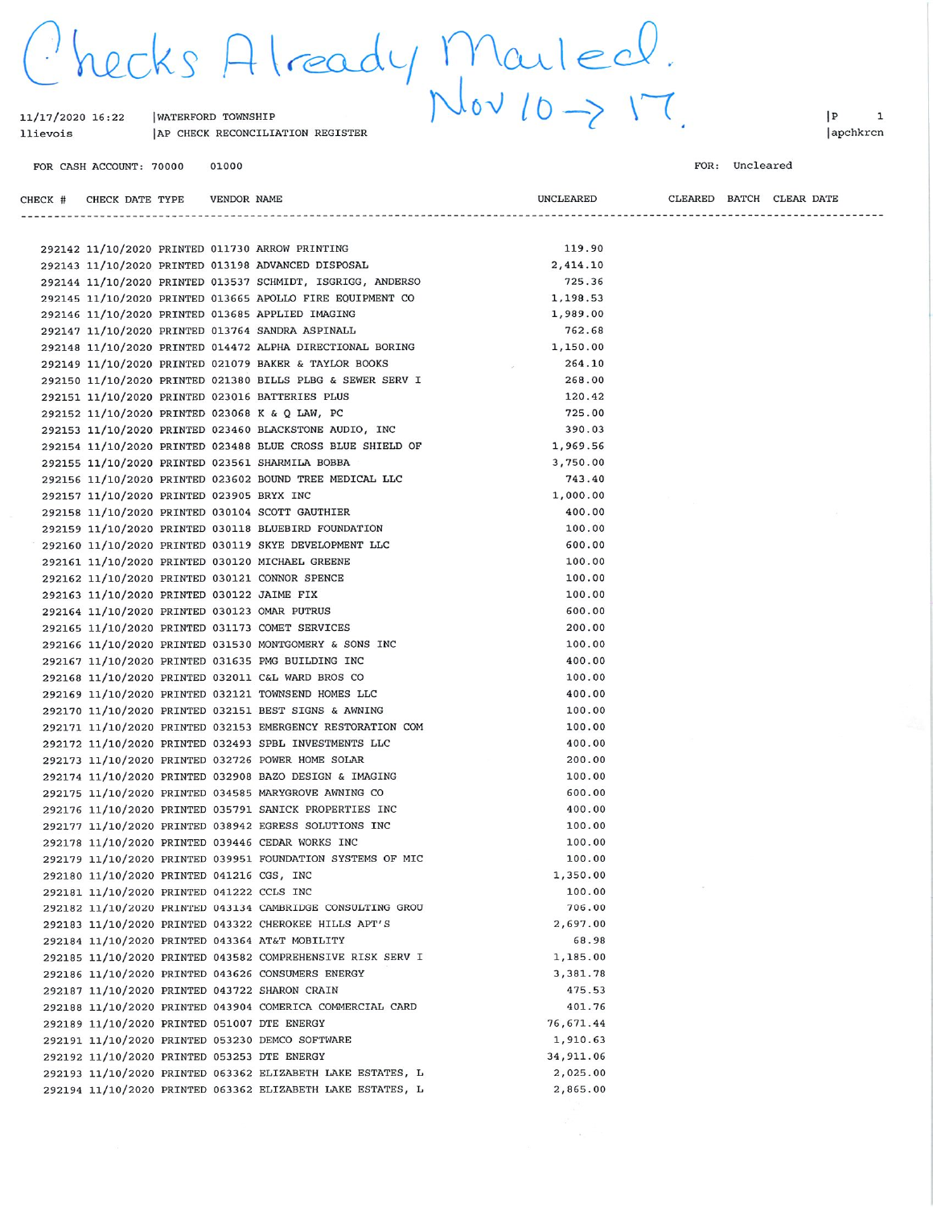Checks Already Mailed.
Nov 10 -> 17.

11/17/2020 16:22 | WATERFORD TOWNSHIP | P 1

llievois | AP CHECK RECONCILIATION REGISTER | apchkrcn

FOR CASH ACCOUNT: 70000 01000 FOR: Uncleared

| CHECK # | CHECK DATE | TYPE | VENDOR NAME | UNCLEARED | CLEARED | BATCH | CLEAR DATE |
|---|---|---|---|---|---|---|---|
| 292142 | 11/10/2020 | PRINTED | 011730 ARROW PRINTING | 119.90 | | | |
| 292143 | 11/10/2020 | PRINTED | 013198 ADVANCED DISPOSAL | 2,414.10 | | | |
| 292144 | 11/10/2020 | PRINTED | 013537 SCHMIDT, ISGRIGG, ANDERSO | 725.36 | | | |
| 292145 | 11/10/2020 | PRINTED | 013665 APOLLO FIRE EQUIPMENT CO | 1,198.53 | | | |
| 292146 | 11/10/2020 | PRINTED | 013685 APPLIED IMAGING | 1,989.00 | | | |
| 292147 | 11/10/2020 | PRINTED | 013764 SANDRA ASPINALL | 762.68 | | | |
| 292148 | 11/10/2020 | PRINTED | 014472 ALPHA DIRECTIONAL BORING | 1,150.00 | | | |
| 292149 | 11/10/2020 | PRINTED | 021079 BAKER & TAYLOR BOOKS | 264.10 | | | |
| 292150 | 11/10/2020 | PRINTED | 021380 BILLS PLBG & SEWER SERV I | 268.00 | | | |
| 292151 | 11/10/2020 | PRINTED | 023016 BATTERIES PLUS | 120.42 | | | |
| 292152 | 11/10/2020 | PRINTED | 023068 K & Q LAW, PC | 725.00 | | | |
| 292153 | 11/10/2020 | PRINTED | 023460 BLACKSTONE AUDIO, INC | 390.03 | | | |
| 292154 | 11/10/2020 | PRINTED | 023488 BLUE CROSS BLUE SHIELD OF | 1,969.56 | | | |
| 292155 | 11/10/2020 | PRINTED | 023561 SHARMILA BOBBA | 3,750.00 | | | |
| 292156 | 11/10/2020 | PRINTED | 023602 BOUND TREE MEDICAL LLC | 743.40 | | | |
| 292157 | 11/10/2020 | PRINTED | 023905 BRYX INC | 1,000.00 | | | |
| 292158 | 11/10/2020 | PRINTED | 030104 SCOTT GAUTHIER | 400.00 | | | |
| 292159 | 11/10/2020 | PRINTED | 030118 BLUEBIRD FOUNDATION | 100.00 | | | |
| 292160 | 11/10/2020 | PRINTED | 030119 SKYE DEVELOPMENT LLC | 600.00 | | | |
| 292161 | 11/10/2020 | PRINTED | 030120 MICHAEL GREENE | 100.00 | | | |
| 292162 | 11/10/2020 | PRINTED | 030121 CONNOR SPENCE | 100.00 | | | |
| 292163 | 11/10/2020 | PRINTED | 030122 JAIME FIX | 100.00 | | | |
| 292164 | 11/10/2020 | PRINTED | 030123 OMAR PUTRUS | 600.00 | | | |
| 292165 | 11/10/2020 | PRINTED | 031173 COMET SERVICES | 200.00 | | | |
| 292166 | 11/10/2020 | PRINTED | 031530 MONTGOMERY & SONS INC | 100.00 | | | |
| 292167 | 11/10/2020 | PRINTED | 031635 PMG BUILDING INC | 400.00 | | | |
| 292168 | 11/10/2020 | PRINTED | 032011 C&L WARD BROS CO | 100.00 | | | |
| 292169 | 11/10/2020 | PRINTED | 032121 TOWNSEND HOMES LLC | 400.00 | | | |
| 292170 | 11/10/2020 | PRINTED | 032151 BEST SIGNS & AWNING | 100.00 | | | |
| 292171 | 11/10/2020 | PRINTED | 032153 EMERGENCY RESTORATION COM | 100.00 | | | |
| 292172 | 11/10/2020 | PRINTED | 032493 SPBL INVESTMENTS LLC | 400.00 | | | |
| 292173 | 11/10/2020 | PRINTED | 032726 POWER HOME SOLAR | 200.00 | | | |
| 292174 | 11/10/2020 | PRINTED | 032908 BAZO DESIGN & IMAGING | 100.00 | | | |
| 292175 | 11/10/2020 | PRINTED | 034585 MARYGROVE AWNING CO | 600.00 | | | |
| 292176 | 11/10/2020 | PRINTED | 035791 SANICK PROPERTIES INC | 400.00 | | | |
| 292177 | 11/10/2020 | PRINTED | 038942 EGRESS SOLUTIONS INC | 100.00 | | | |
| 292178 | 11/10/2020 | PRINTED | 039446 CEDAR WORKS INC | 100.00 | | | |
| 292179 | 11/10/2020 | PRINTED | 039951 FOUNDATION SYSTEMS OF MIC | 100.00 | | | |
| 292180 | 11/10/2020 | PRINTED | 041216 CGS, INC | 1,350.00 | | | |
| 292181 | 11/10/2020 | PRINTED | 041222 CCLS INC | 100.00 | | | |
| 292182 | 11/10/2020 | PRINTED | 043134 CAMBRIDGE CONSULTING GROU | 706.00 | | | |
| 292183 | 11/10/2020 | PRINTED | 043322 CHEROKEE HILLS APT'S | 2,697.00 | | | |
| 292184 | 11/10/2020 | PRINTED | 043364 AT&T MOBILITY | 68.98 | | | |
| 292185 | 11/10/2020 | PRINTED | 043582 COMPREHENSIVE RISK SERV I | 1,185.00 | | | |
| 292186 | 11/10/2020 | PRINTED | 043626 CONSUMERS ENERGY | 3,381.78 | | | |
| 292187 | 11/10/2020 | PRINTED | 043722 SHARON CRAIN | 475.53 | | | |
| 292188 | 11/10/2020 | PRINTED | 043904 COMERICA COMMERCIAL CARD | 401.76 | | | |
| 292189 | 11/10/2020 | PRINTED | 051007 DTE ENERGY | 76,671.44 | | | |
| 292191 | 11/10/2020 | PRINTED | 053230 DEMCO SOFTWARE | 1,910.63 | | | |
| 292192 | 11/10/2020 | PRINTED | 053253 DTE ENERGY | 34,911.06 | | | |
| 292193 | 11/10/2020 | PRINTED | 063362 ELIZABETH LAKE ESTATES, L | 2,025.00 | | | |
| 292194 | 11/10/2020 | PRINTED | 063362 ELIZABETH LAKE ESTATES, L | 2,865.00 | | | |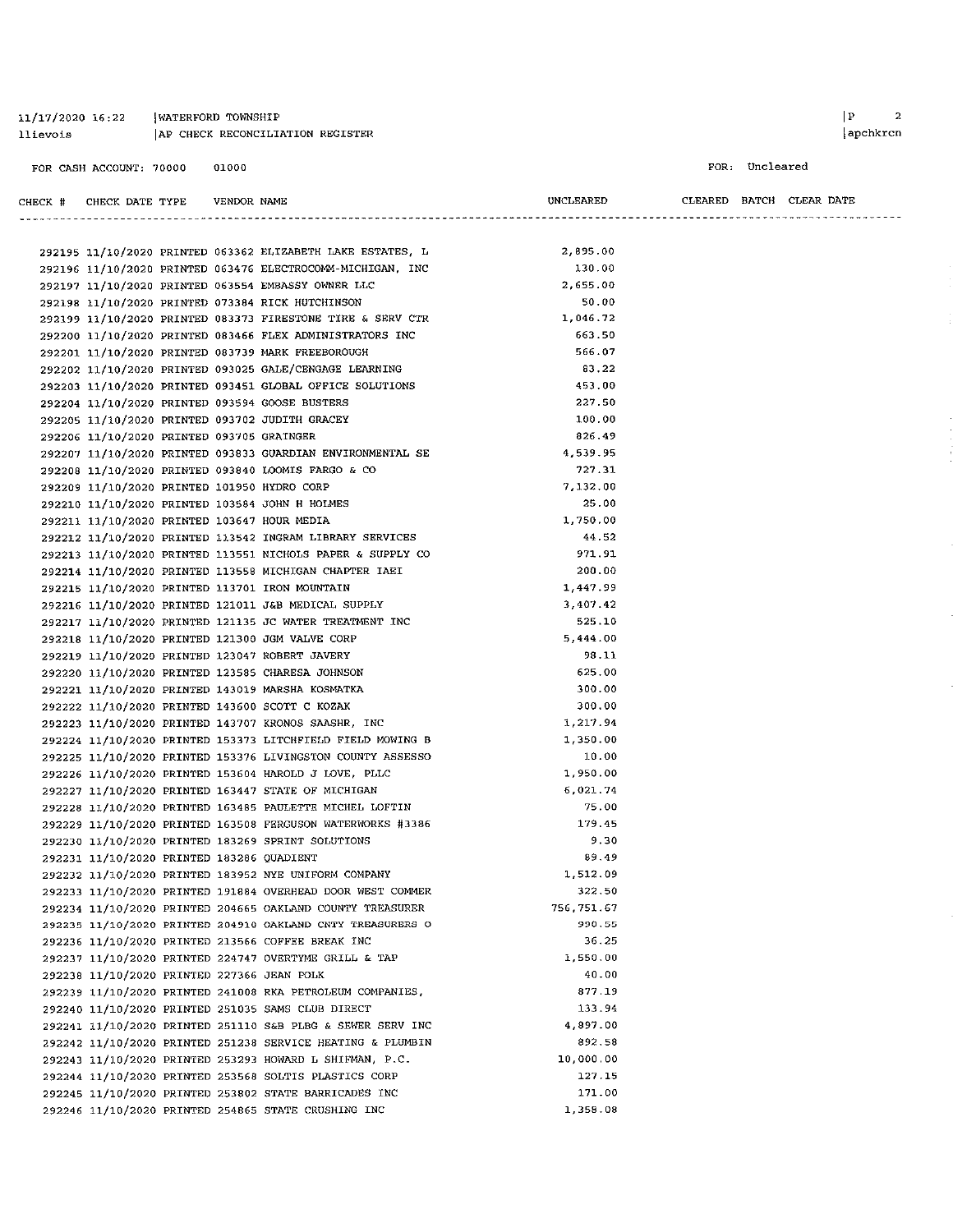11/17/2020 16:22 | WATERFORD TOWNSHIP
llievois | AP CHECK RECONCILIATION REGISTER

FOR CASH ACCOUNT: 70000 01000

FOR: Uncleared

| CHECK # | CHECK DATE | TYPE | VENDOR | NAME | UNCLEARED | CLEARED | BATCH | CLEAR DATE |
|---|---|---|---|---|---|---|---|---|
| 292195 | 11/10/2020 | PRINTED | 063362 | ELIZABETH LAKE ESTATES, L | 2,895.00 | | | |
| 292196 | 11/10/2020 | PRINTED | 063476 | ELECTROCOMM-MICHIGAN, INC | 130.00 | | | |
| 292197 | 11/10/2020 | PRINTED | 063554 | EMBASSY OWNER LLC | 2,655.00 | | | |
| 292198 | 11/10/2020 | PRINTED | 073384 | RICK HUTCHINSON | 50.00 | | | |
| 292199 | 11/10/2020 | PRINTED | 083373 | FIRESTONE TIRE & SERV CTR | 1,046.72 | | | |
| 292200 | 11/10/2020 | PRINTED | 083466 | FLEX ADMINISTRATORS INC | 663.50 | | | |
| 292201 | 11/10/2020 | PRINTED | 083739 | MARK FREEBOROUGH | 566.07 | | | |
| 292202 | 11/10/2020 | PRINTED | 093025 | GALE/CENGAGE LEARNING | 83.22 | | | |
| 292203 | 11/10/2020 | PRINTED | 093451 | GLOBAL OFFICE SOLUTIONS | 453.00 | | | |
| 292204 | 11/10/2020 | PRINTED | 093594 | GOOSE BUSTERS | 227.50 | | | |
| 292205 | 11/10/2020 | PRINTED | 093702 | JUDITH GRACEY | 100.00 | | | |
| 292206 | 11/10/2020 | PRINTED | 093705 | GRAINGER | 826.49 | | | |
| 292207 | 11/10/2020 | PRINTED | 093833 | GUARDIAN ENVIRONMENTAL SE | 4,539.95 | | | |
| 292208 | 11/10/2020 | PRINTED | 093840 | LOOMIS FARGO & CO | 727.31 | | | |
| 292209 | 11/10/2020 | PRINTED | 101950 | HYDRO CORP | 7,132.00 | | | |
| 292210 | 11/10/2020 | PRINTED | 103584 | JOHN H HOLMES | 25.00 | | | |
| 292211 | 11/10/2020 | PRINTED | 103647 | HOUR MEDIA | 1,750.00 | | | |
| 292212 | 11/10/2020 | PRINTED | 113542 | INGRAM LIBRARY SERVICES | 44.52 | | | |
| 292213 | 11/10/2020 | PRINTED | 113551 | NICHOLS PAPER & SUPPLY CO | 971.91 | | | |
| 292214 | 11/10/2020 | PRINTED | 113558 | MICHIGAN CHAPTER IAEI | 200.00 | | | |
| 292215 | 11/10/2020 | PRINTED | 113701 | IRON MOUNTAIN | 1,447.99 | | | |
| 292216 | 11/10/2020 | PRINTED | 121011 | J&B MEDICAL SUPPLY | 3,407.42 | | | |
| 292217 | 11/10/2020 | PRINTED | 121135 | JC WATER TREATMENT INC | 525.10 | | | |
| 292218 | 11/10/2020 | PRINTED | 121300 | JGM VALVE CORP | 5,444.00 | | | |
| 292219 | 11/10/2020 | PRINTED | 123047 | ROBERT JAVERY | 98.11 | | | |
| 292220 | 11/10/2020 | PRINTED | 123585 | CHARESA JOHNSON | 625.00 | | | |
| 292221 | 11/10/2020 | PRINTED | 143019 | MARSHA KOSMATKA | 300.00 | | | |
| 292222 | 11/10/2020 | PRINTED | 143600 | SCOTT C KOZAK | 300.00 | | | |
| 292223 | 11/10/2020 | PRINTED | 143707 | KRONOS SAASHR, INC | 1,217.94 | | | |
| 292224 | 11/10/2020 | PRINTED | 153373 | LITCHFIELD FIELD MOWING B | 1,350.00 | | | |
| 292225 | 11/10/2020 | PRINTED | 153376 | LIVINGSTON COUNTY ASSESSO | 10.00 | | | |
| 292226 | 11/10/2020 | PRINTED | 153604 | HAROLD J LOVE, PLLC | 1,950.00 | | | |
| 292227 | 11/10/2020 | PRINTED | 163447 | STATE OF MICHIGAN | 6,021.74 | | | |
| 292228 | 11/10/2020 | PRINTED | 163485 | PAULETTE MICHEL LOFTIN | 75.00 | | | |
| 292229 | 11/10/2020 | PRINTED | 163508 | FERGUSON WATERWORKS #3386 | 179.45 | | | |
| 292230 | 11/10/2020 | PRINTED | 183269 | SPRINT SOLUTIONS | 9.30 | | | |
| 292231 | 11/10/2020 | PRINTED | 183286 | QUADIENT | 89.49 | | | |
| 292232 | 11/10/2020 | PRINTED | 183952 | NYE UNIFORM COMPANY | 1,512.09 | | | |
| 292233 | 11/10/2020 | PRINTED | 191884 | OVERHEAD DOOR WEST COMMER | 322.50 | | | |
| 292234 | 11/10/2020 | PRINTED | 204665 | OAKLAND COUNTY TREASURER | 756,751.67 | | | |
| 292235 | 11/10/2020 | PRINTED | 204910 | OAKLAND CNTY TREASURERS O | 990.55 | | | |
| 292236 | 11/10/2020 | PRINTED | 213566 | COFFEE BREAK INC | 36.25 | | | |
| 292237 | 11/10/2020 | PRINTED | 224747 | OVERTYME GRILL & TAP | 1,550.00 | | | |
| 292238 | 11/10/2020 | PRINTED | 227366 | JEAN POLK | 40.00 | | | |
| 292239 | 11/10/2020 | PRINTED | 241008 | RKA PETROLEUM COMPANIES, | 877.19 | | | |
| 292240 | 11/10/2020 | PRINTED | 251035 | SAMS CLUB DIRECT | 133.94 | | | |
| 292241 | 11/10/2020 | PRINTED | 251110 | S&B PLBG & SEWER SERV INC | 4,897.00 | | | |
| 292242 | 11/10/2020 | PRINTED | 251238 | SERVICE HEATING & PLUMBIN | 892.58 | | | |
| 292243 | 11/10/2020 | PRINTED | 253293 | HOWARD L SHIFMAN, P.C. | 10,000.00 | | | |
| 292244 | 11/10/2020 | PRINTED | 253568 | SOLTIS PLASTICS CORP | 127.15 | | | |
| 292245 | 11/10/2020 | PRINTED | 253802 | STATE BARRICADES INC | 171.00 | | | |
| 292246 | 11/10/2020 | PRINTED | 254865 | STATE CRUSHING INC | 1,358.08 | | | |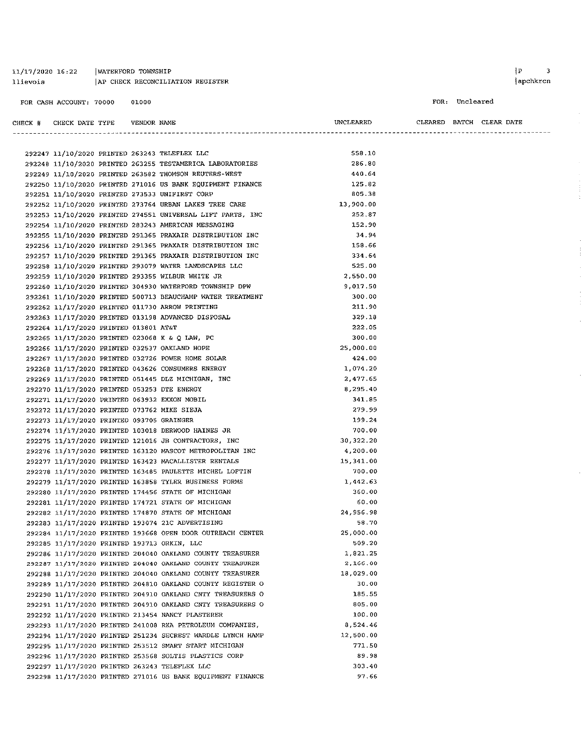11/17/2020 16:22 | WATERFORD TOWNSHIP
llievois | AP CHECK RECONCILIATION REGISTER

FOR CASH ACCOUNT: 70000 01000

FOR: Uncleared

| CHECK # | CHECK DATE | TYPE | VENDOR | NAME | UNCLEARED | CLEARED | BATCH | CLEAR DATE |
|---|---|---|---|---|---|---|---|---|
| 292247 | 11/10/2020 | PRINTED | 263243 | TELEFLEX LLC | 558.10 | | | |
| 292248 | 11/10/2020 | PRINTED | 263255 | TESTAMERICA LABORATORIES | 286.80 | | | |
| 292249 | 11/10/2020 | PRINTED | 263582 | THOMSON REUTERS-WEST | 440.64 | | | |
| 292250 | 11/10/2020 | PRINTED | 271016 | US BANK EQUIPMENT FINANCE | 125.82 | | | |
| 292251 | 11/10/2020 | PRINTED | 273533 | UNIFIRST CORP | 805.38 | | | |
| 292252 | 11/10/2020 | PRINTED | 273764 | URBAN LAKES TREE CARE | 13,900.00 | | | |
| 292253 | 11/10/2020 | PRINTED | 274551 | UNIVERSAL LIFT PARTS, INC | 252.87 | | | |
| 292254 | 11/10/2020 | PRINTED | 283243 | AMERICAN MESSAGING | 152.90 | | | |
| 292255 | 11/10/2020 | PRINTED | 291365 | PRAXAIR DISTRIBUTION INC | 34.94 | | | |
| 292256 | 11/10/2020 | PRINTED | 291365 | PRAXAIR DISTRIBUTION INC | 158.66 | | | |
| 292257 | 11/10/2020 | PRINTED | 291365 | PRAXAIR DISTRIBUTION INC | 334.64 | | | |
| 292258 | 11/10/2020 | PRINTED | 293079 | WATER LANDSCAPES LLC | 525.00 | | | |
| 292259 | 11/10/2020 | PRINTED | 293355 | WILBUR WHITE JR | 2,550.00 | | | |
| 292260 | 11/10/2020 | PRINTED | 304930 | WATERFORD TOWNSHIP DPW | 9,017.50 | | | |
| 292261 | 11/10/2020 | PRINTED | 500713 | BEAUCHAMP WATER TREATMENT | 300.00 | | | |
| 292262 | 11/17/2020 | PRINTED | 011730 | ARROW PRINTING | 211.90 | | | |
| 292263 | 11/17/2020 | PRINTED | 013198 | ADVANCED DISPOSAL | 329.18 | | | |
| 292264 | 11/17/2020 | PRINTED | 013801 | AT&T | 222.05 | | | |
| 292265 | 11/17/2020 | PRINTED | 023068 | K & Q LAW, PC | 300.00 | | | |
| 292266 | 11/17/2020 | PRINTED | 032537 | OAKLAND HOPE | 25,000.00 | | | |
| 292267 | 11/17/2020 | PRINTED | 032726 | POWER HOME SOLAR | 424.00 | | | |
| 292268 | 11/17/2020 | PRINTED | 043626 | CONSUMERS ENERGY | 1,074.20 | | | |
| 292269 | 11/17/2020 | PRINTED | 051445 | DLZ MICHIGAN, INC | 2,477.65 | | | |
| 292270 | 11/17/2020 | PRINTED | 053253 | DTE ENERGY | 8,295.40 | | | |
| 292271 | 11/17/2020 | PRINTED | 063932 | EXXON MOBIL | 341.85 | | | |
| 292272 | 11/17/2020 | PRINTED | 073762 | MIKE SIEJA | 279.99 | | | |
| 292273 | 11/17/2020 | PRINTED | 093705 | GRAINGER | 199.24 | | | |
| 292274 | 11/17/2020 | PRINTED | 103018 | DERWOOD HAINES JR | 700.00 | | | |
| 292275 | 11/17/2020 | PRINTED | 121016 | JB CONTRACTORS, INC | 30,322.20 | | | |
| 292276 | 11/17/2020 | PRINTED | 163120 | MASCOT METROPOLITAN INC | 4,200.00 | | | |
| 292277 | 11/17/2020 | PRINTED | 163423 | MACALLISTER RENTALS | 15,341.00 | | | |
| 292278 | 11/17/2020 | PRINTED | 163485 | PAULETTE MICHEL LOFTIN | 700.00 | | | |
| 292279 | 11/17/2020 | PRINTED | 163858 | TYLER BUSINESS FORMS | 1,442.63 | | | |
| 292280 | 11/17/2020 | PRINTED | 174456 | STATE OF MICHIGAN | 360.00 | | | |
| 292281 | 11/17/2020 | PRINTED | 174721 | STATE OF MICHIGAN | 60.00 | | | |
| 292282 | 11/17/2020 | PRINTED | 174870 | STATE OF MICHIGAN | 24,956.98 | | | |
| 292283 | 11/17/2020 | PRINTED | 193074 | 21C ADVERTISING | 58.70 | | | |
| 292284 | 11/17/2020 | PRINTED | 193668 | OPEN DOOR OUTREACH CENTER | 25,000.00 | | | |
| 292285 | 11/17/2020 | PRINTED | 193713 | ORKIN, LLC | 509.20 | | | |
| 292286 | 11/17/2020 | PRINTED | 204040 | OAKLAND COUNTY TREASURER | 1,821.25 | | | |
| 292287 | 11/17/2020 | PRINTED | 204040 | OAKLAND COUNTY TREASURER | 2,166.00 | | | |
| 292288 | 11/17/2020 | PRINTED | 204040 | OAKLAND COUNTY TREASURER | 18,029.00 | | | |
| 292289 | 11/17/2020 | PRINTED | 204810 | OAKLAND COUNTY REGISTER O | 30.00 | | | |
| 292290 | 11/17/2020 | PRINTED | 204910 | OAKLAND CNTY TREASURERS O | 185.55 | | | |
| 292291 | 11/17/2020 | PRINTED | 204910 | OAKLAND CNTY TREASURERS O | 805.00 | | | |
| 292292 | 11/17/2020 | PRINTED | 213454 | NANCY PLASTERER | 100.00 | | | |
| 292293 | 11/17/2020 | PRINTED | 241008 | RKA PETROLEUM COMPANIES, | 8,524.46 | | | |
| 292294 | 11/17/2020 | PRINTED | 251234 | SECREST WARDLE LYNCH HAMP | 12,500.00 | | | |
| 292295 | 11/17/2020 | PRINTED | 253512 | SMART START MICHIGAN | 771.50 | | | |
| 292296 | 11/17/2020 | PRINTED | 253568 | SOLTIS PLASTICS CORP | 89.98 | | | |
| 292297 | 11/17/2020 | PRINTED | 263243 | TELEFLEX LLC | 303.40 | | | |
| 292298 | 11/17/2020 | PRINTED | 271016 | US BANK EQUIPMENT FINANCE | 97.66 | | | |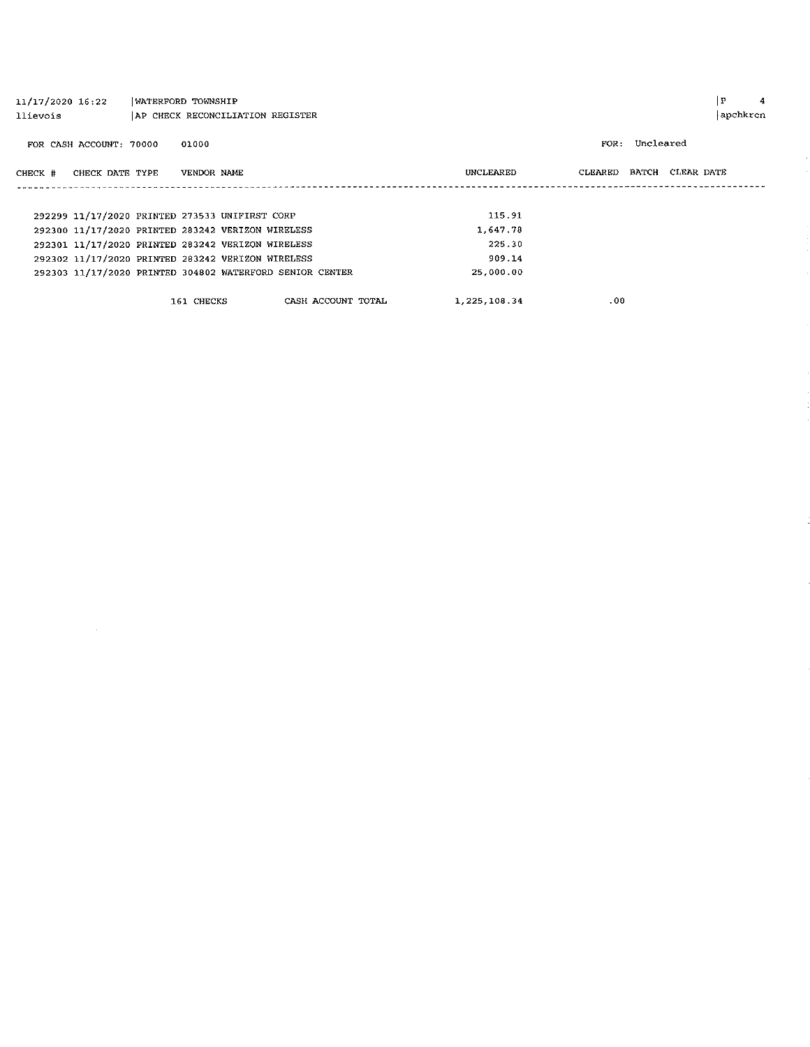WATERFORD TOWNSHIP

AP CHECK RECONCILIATION REGISTER

FOR CASH ACCOUNT: 70000 01000

FOR: Uncleared

| CHECK # | CHECK DATE | TYPE | VENDOR NAME | | UNCLEARED | CLEARED | BATCH | CLEAR DATE |
|---|---|---|---|---|---|---|---|---|
| 292299 | 11/17/2020 | PRINTED | 273533 | UNIFIRST CORP | 115.91 | | | |
| 292300 | 11/17/2020 | PRINTED | 283242 | VERIZON WIRELESS | 1,647.78 | | | |
| 292301 | 11/17/2020 | PRINTED | 283242 | VERIZON WIRELESS | 225.30 | | | |
| 292302 | 11/17/2020 | PRINTED | 283242 | VERIZON WIRELESS | 909.14 | | | |
| 292303 | 11/17/2020 | PRINTED | 304802 | WATERFORD SENIOR CENTER | 25,000.00 | | | |
| | | 161 CHECKS | | CASH ACCOUNT TOTAL | 1,225,108.34 | .00 | | |